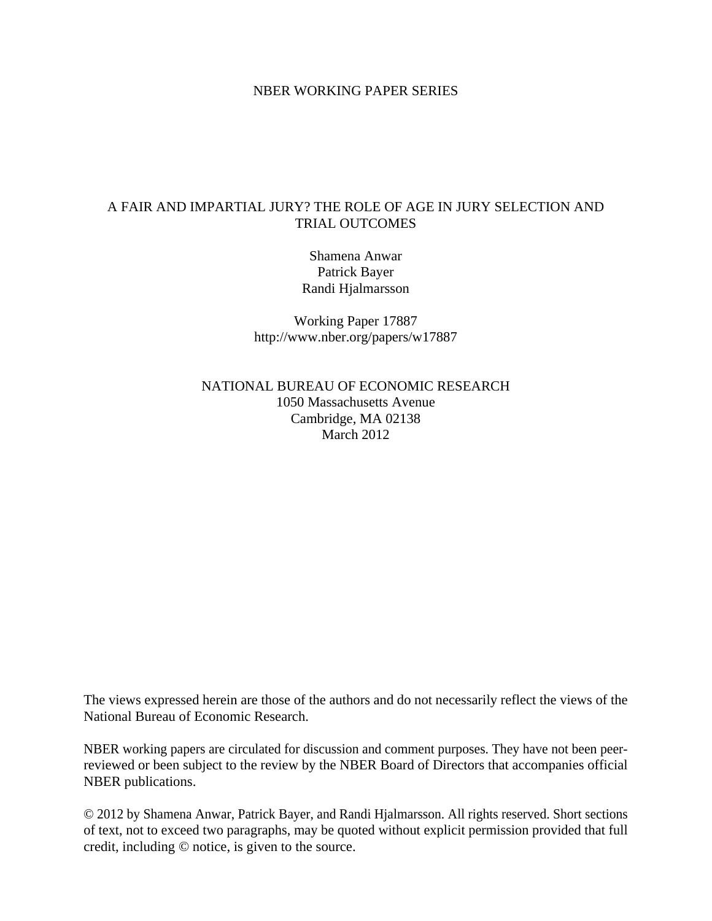NBER WORKING PAPER SERIES

# A FAIR AND IMPARTIAL JURY? THE ROLE OF AGE IN JURY SELECTION AND TRIAL OUTCOMES

Shamena Anwar
Patrick Bayer
Randi Hjalmarsson

Working Paper 17887
http://www.nber.org/papers/w17887

NATIONAL BUREAU OF ECONOMIC RESEARCH
1050 Massachusetts Avenue
Cambridge, MA 02138
March 2012

The views expressed herein are those of the authors and do not necessarily reflect the views of the National Bureau of Economic Research.

NBER working papers are circulated for discussion and comment purposes. They have not been peer-reviewed or been subject to the review by the NBER Board of Directors that accompanies official NBER publications.

© 2012 by Shamena Anwar, Patrick Bayer, and Randi Hjalmarsson. All rights reserved. Short sections of text, not to exceed two paragraphs, may be quoted without explicit permission provided that full credit, including © notice, is given to the source.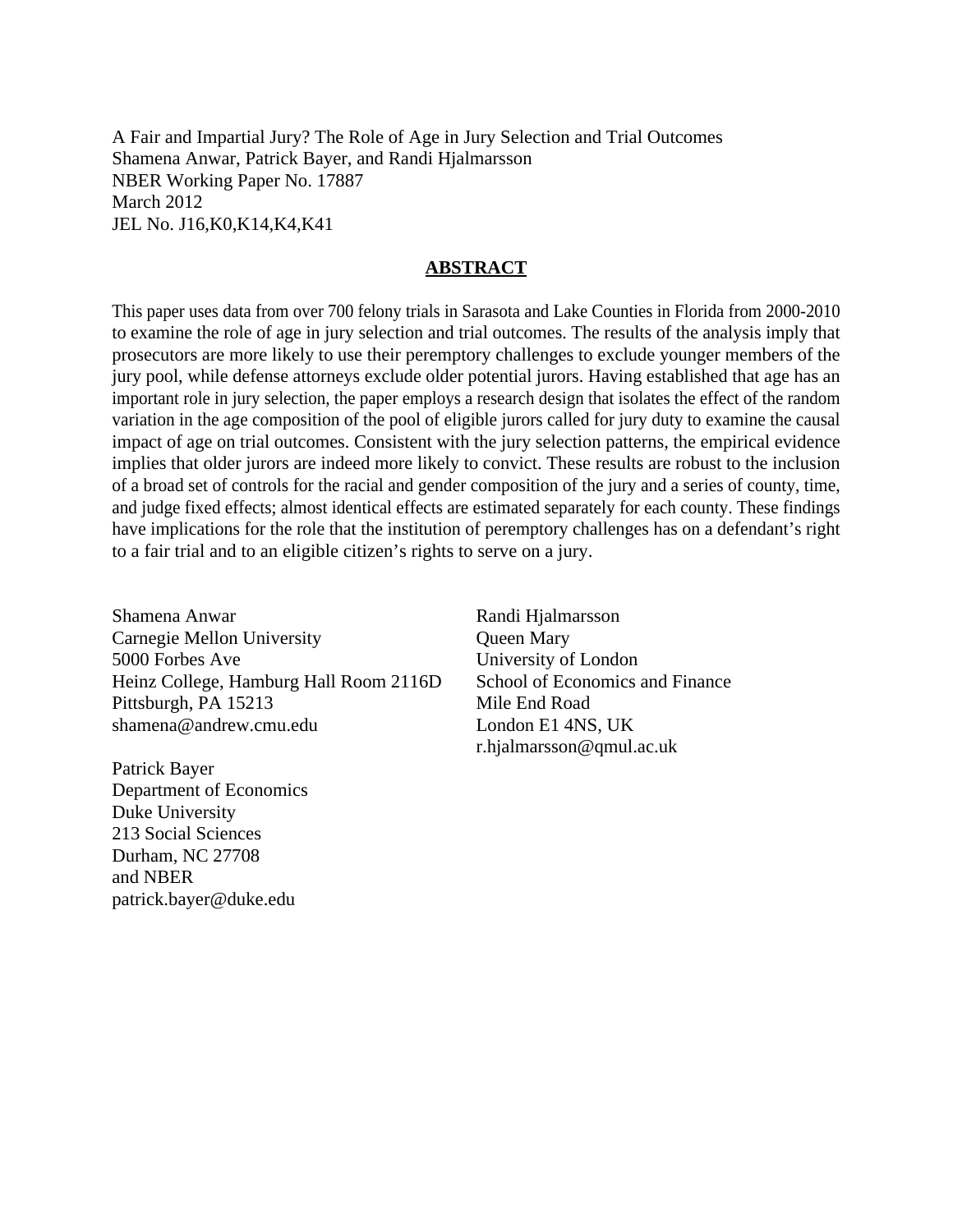A Fair and Impartial Jury? The Role of Age in Jury Selection and Trial Outcomes
Shamena Anwar, Patrick Bayer, and Randi Hjalmarsson
NBER Working Paper No. 17887
March 2012
JEL No. J16,K0,K14,K4,K41

## ABSTRACT

This paper uses data from over 700 felony trials in Sarasota and Lake Counties in Florida from 2000-2010 to examine the role of age in jury selection and trial outcomes. The results of the analysis imply that prosecutors are more likely to use their peremptory challenges to exclude younger members of the jury pool, while defense attorneys exclude older potential jurors. Having established that age has an important role in jury selection, the paper employs a research design that isolates the effect of the random variation in the age composition of the pool of eligible jurors called for jury duty to examine the causal impact of age on trial outcomes. Consistent with the jury selection patterns, the empirical evidence implies that older jurors are indeed more likely to convict. These results are robust to the inclusion of a broad set of controls for the racial and gender composition of the jury and a series of county, time, and judge fixed effects; almost identical effects are estimated separately for each county. These findings have implications for the role that the institution of peremptory challenges has on a defendant's right to a fair trial and to an eligible citizen's rights to serve on a jury.

Shamena Anwar
Carnegie Mellon University
5000 Forbes Ave
Heinz College, Hamburg Hall Room 2116D
Pittsburgh, PA 15213
shamena@andrew.cmu.edu

Patrick Bayer
Department of Economics
Duke University
213 Social Sciences
Durham, NC 27708
and NBER
patrick.bayer@duke.edu

Randi Hjalmarsson
Queen Mary
University of London
School of Economics and Finance
Mile End Road
London E1 4NS, UK
r.hjalmarsson@qmul.ac.uk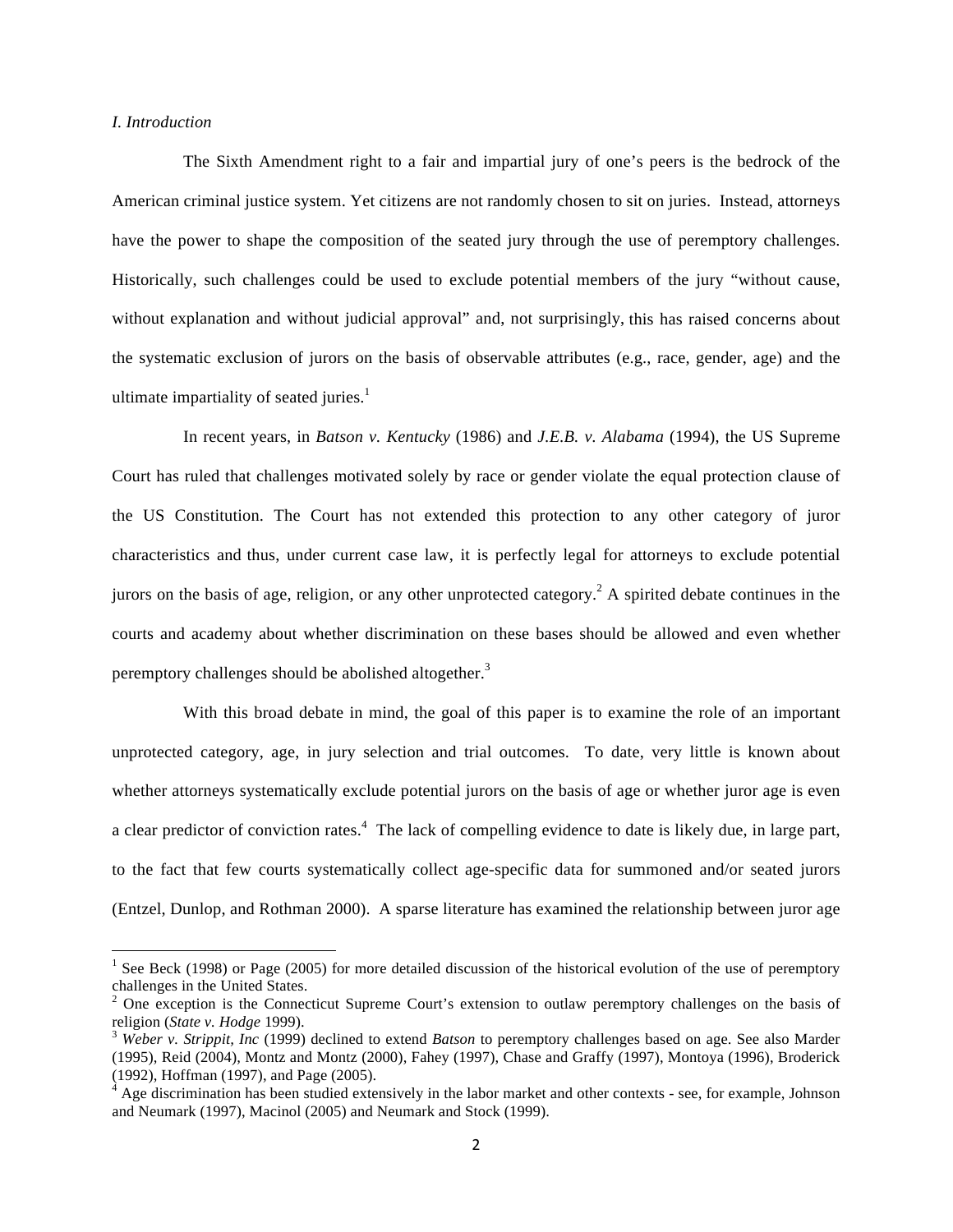*I. Introduction*

The Sixth Amendment right to a fair and impartial jury of one's peers is the bedrock of the American criminal justice system. Yet citizens are not randomly chosen to sit on juries. Instead, attorneys have the power to shape the composition of the seated jury through the use of peremptory challenges. Historically, such challenges could be used to exclude potential members of the jury "without cause, without explanation and without judicial approval" and, not surprisingly, this has raised concerns about the systematic exclusion of jurors on the basis of observable attributes (e.g., race, gender, age) and the ultimate impartiality of seated juries.[1]

In recent years, in *Batson v. Kentucky* (1986) and *J.E.B. v. Alabama* (1994), the US Supreme Court has ruled that challenges motivated solely by race or gender violate the equal protection clause of the US Constitution. The Court has not extended this protection to any other category of juror characteristics and thus, under current case law, it is perfectly legal for attorneys to exclude potential jurors on the basis of age, religion, or any other unprotected category.[2] A spirited debate continues in the courts and academy about whether discrimination on these bases should be allowed and even whether peremptory challenges should be abolished altogether.[3]

With this broad debate in mind, the goal of this paper is to examine the role of an important unprotected category, age, in jury selection and trial outcomes. To date, very little is known about whether attorneys systematically exclude potential jurors on the basis of age or whether juror age is even a clear predictor of conviction rates.[4] The lack of compelling evidence to date is likely due, in large part, to the fact that few courts systematically collect age-specific data for summoned and/or seated jurors (Entzel, Dunlop, and Rothman 2000). A sparse literature has examined the relationship between juror age

---

[1] See Beck (1998) or Page (2005) for more detailed discussion of the historical evolution of the use of peremptory challenges in the United States.

[2] One exception is the Connecticut Supreme Court's extension to outlaw peremptory challenges on the basis of religion (*State v. Hodge* 1999).

[3] *Weber v. Strippit, Inc* (1999) declined to extend *Batson* to peremptory challenges based on age. See also Marder (1995), Reid (2004), Montz and Montz (2000), Fahey (1997), Chase and Graffy (1997), Montoya (1996), Broderick (1992), Hoffman (1997), and Page (2005).

[4] Age discrimination has been studied extensively in the labor market and other contexts - see, for example, Johnson and Neumark (1997), Macinol (2005) and Neumark and Stock (1999).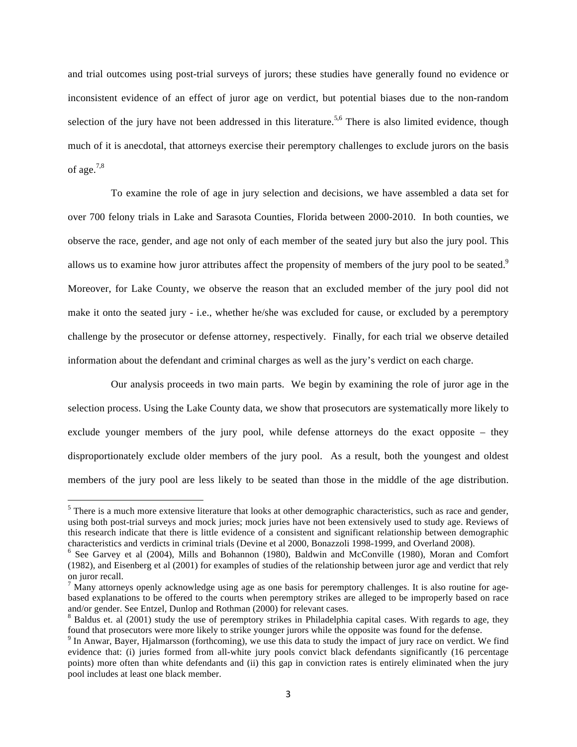and trial outcomes using post-trial surveys of jurors; these studies have generally found no evidence or inconsistent evidence of an effect of juror age on verdict, but potential biases due to the non-random selection of the jury have not been addressed in this literature.[5,6] There is also limited evidence, though much of it is anecdotal, that attorneys exercise their peremptory challenges to exclude jurors on the basis of age.[7,8]

To examine the role of age in jury selection and decisions, we have assembled a data set for over 700 felony trials in Lake and Sarasota Counties, Florida between 2000-2010. In both counties, we observe the race, gender, and age not only of each member of the seated jury but also the jury pool. This allows us to examine how juror attributes affect the propensity of members of the jury pool to be seated.[9] Moreover, for Lake County, we observe the reason that an excluded member of the jury pool did not make it onto the seated jury - i.e., whether he/she was excluded for cause, or excluded by a peremptory challenge by the prosecutor or defense attorney, respectively. Finally, for each trial we observe detailed information about the defendant and criminal charges as well as the jury's verdict on each charge.

Our analysis proceeds in two main parts. We begin by examining the role of juror age in the selection process. Using the Lake County data, we show that prosecutors are systematically more likely to exclude younger members of the jury pool, while defense attorneys do the exact opposite – they disproportionately exclude older members of the jury pool. As a result, both the youngest and oldest members of the jury pool are less likely to be seated than those in the middle of the age distribution.

[5] There is a much more extensive literature that looks at other demographic characteristics, such as race and gender, using both post-trial surveys and mock juries; mock juries have not been extensively used to study age. Reviews of this research indicate that there is little evidence of a consistent and significant relationship between demographic characteristics and verdicts in criminal trials (Devine et al 2000, Bonazzoli 1998-1999, and Overland 2008).

[6] See Garvey et al (2004), Mills and Bohannon (1980), Baldwin and McConville (1980), Moran and Comfort (1982), and Eisenberg et al (2001) for examples of studies of the relationship between juror age and verdict that rely on juror recall.

[7] Many attorneys openly acknowledge using age as one basis for peremptory challenges. It is also routine for age-based explanations to be offered to the courts when peremptory strikes are alleged to be improperly based on race and/or gender. See Entzel, Dunlop and Rothman (2000) for relevant cases.

[8] Baldus et. al (2001) study the use of peremptory strikes in Philadelphia capital cases. With regards to age, they found that prosecutors were more likely to strike younger jurors while the opposite was found for the defense.

[9] In Anwar, Bayer, Hjalmarsson (forthcoming), we use this data to study the impact of jury race on verdict. We find evidence that: (i) juries formed from all-white jury pools convict black defendants significantly (16 percentage points) more often than white defendants and (ii) this gap in conviction rates is entirely eliminated when the jury pool includes at least one black member.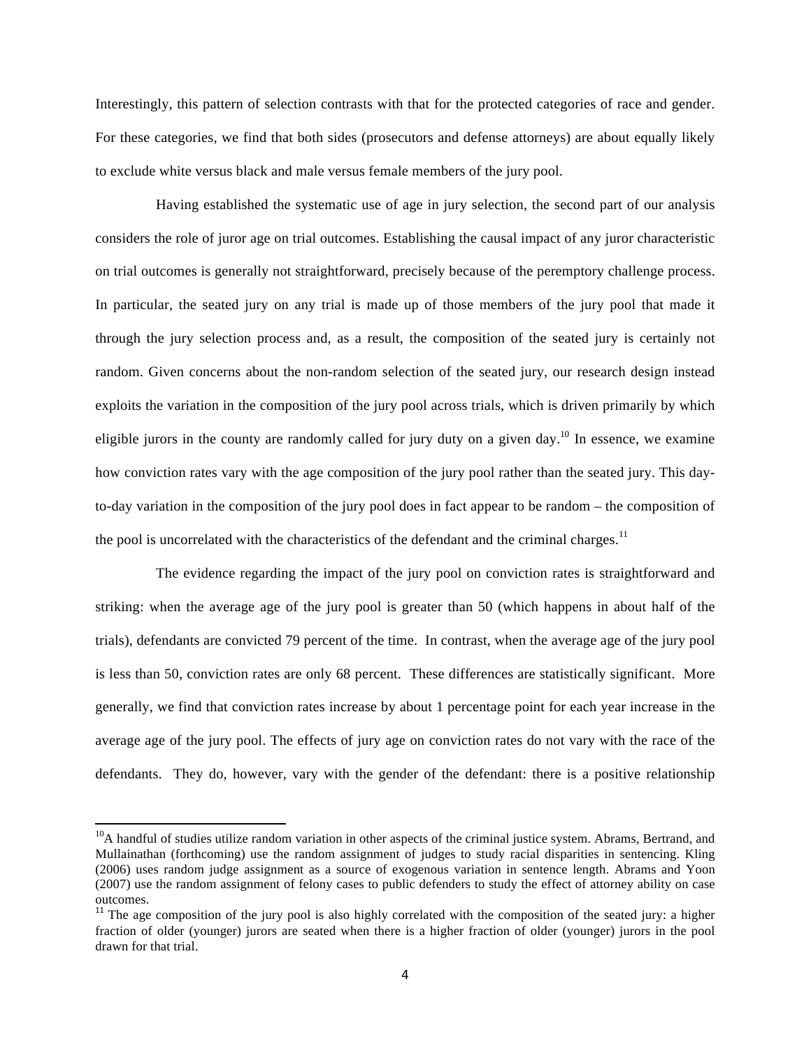Interestingly, this pattern of selection contrasts with that for the protected categories of race and gender. For these categories, we find that both sides (prosecutors and defense attorneys) are about equally likely to exclude white versus black and male versus female members of the jury pool.

Having established the systematic use of age in jury selection, the second part of our analysis considers the role of juror age on trial outcomes. Establishing the causal impact of any juror characteristic on trial outcomes is generally not straightforward, precisely because of the peremptory challenge process. In particular, the seated jury on any trial is made up of those members of the jury pool that made it through the jury selection process and, as a result, the composition of the seated jury is certainly not random. Given concerns about the non-random selection of the seated jury, our research design instead exploits the variation in the composition of the jury pool across trials, which is driven primarily by which eligible jurors in the county are randomly called for jury duty on a given day.[10] In essence, we examine how conviction rates vary with the age composition of the jury pool rather than the seated jury. This day-to-day variation in the composition of the jury pool does in fact appear to be random – the composition of the pool is uncorrelated with the characteristics of the defendant and the criminal charges.[11]

The evidence regarding the impact of the jury pool on conviction rates is straightforward and striking: when the average age of the jury pool is greater than 50 (which happens in about half of the trials), defendants are convicted 79 percent of the time. In contrast, when the average age of the jury pool is less than 50, conviction rates are only 68 percent. These differences are statistically significant. More generally, we find that conviction rates increase by about 1 percentage point for each year increase in the average age of the jury pool. The effects of jury age on conviction rates do not vary with the race of the defendants. They do, however, vary with the gender of the defendant: there is a positive relationship

[10] A handful of studies utilize random variation in other aspects of the criminal justice system. Abrams, Bertrand, and Mullainathan (forthcoming) use the random assignment of judges to study racial disparities in sentencing. Kling (2006) uses random judge assignment as a source of exogenous variation in sentence length. Abrams and Yoon (2007) use the random assignment of felony cases to public defenders to study the effect of attorney ability on case outcomes.

[11] The age composition of the jury pool is also highly correlated with the composition of the seated jury: a higher fraction of older (younger) jurors are seated when there is a higher fraction of older (younger) jurors in the pool drawn for that trial.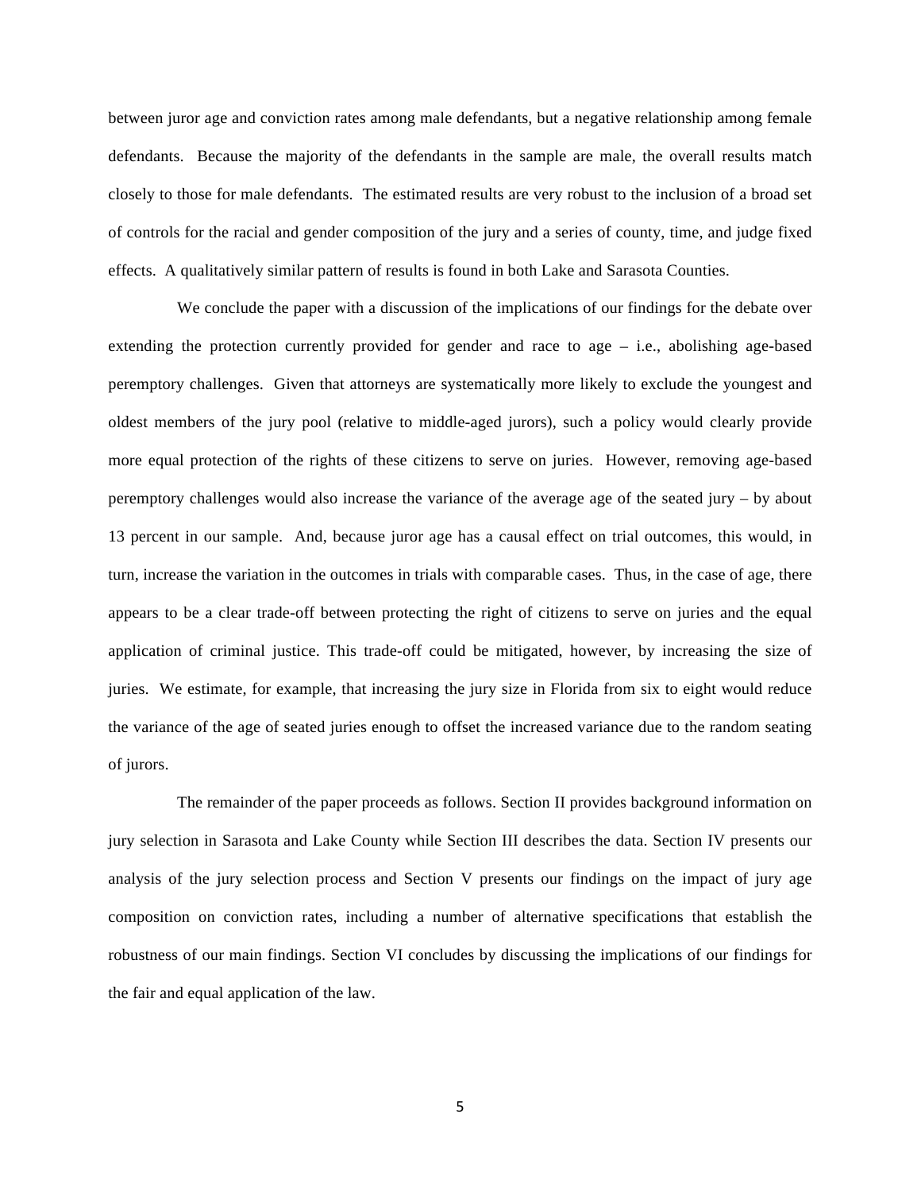between juror age and conviction rates among male defendants, but a negative relationship among female defendants. Because the majority of the defendants in the sample are male, the overall results match closely to those for male defendants. The estimated results are very robust to the inclusion of a broad set of controls for the racial and gender composition of the jury and a series of county, time, and judge fixed effects. A qualitatively similar pattern of results is found in both Lake and Sarasota Counties.

We conclude the paper with a discussion of the implications of our findings for the debate over extending the protection currently provided for gender and race to age – i.e., abolishing age-based peremptory challenges. Given that attorneys are systematically more likely to exclude the youngest and oldest members of the jury pool (relative to middle-aged jurors), such a policy would clearly provide more equal protection of the rights of these citizens to serve on juries. However, removing age-based peremptory challenges would also increase the variance of the average age of the seated jury – by about 13 percent in our sample. And, because juror age has a causal effect on trial outcomes, this would, in turn, increase the variation in the outcomes in trials with comparable cases. Thus, in the case of age, there appears to be a clear trade-off between protecting the right of citizens to serve on juries and the equal application of criminal justice. This trade-off could be mitigated, however, by increasing the size of juries. We estimate, for example, that increasing the jury size in Florida from six to eight would reduce the variance of the age of seated juries enough to offset the increased variance due to the random seating of jurors.

The remainder of the paper proceeds as follows. Section II provides background information on jury selection in Sarasota and Lake County while Section III describes the data. Section IV presents our analysis of the jury selection process and Section V presents our findings on the impact of jury age composition on conviction rates, including a number of alternative specifications that establish the robustness of our main findings. Section VI concludes by discussing the implications of our findings for the fair and equal application of the law.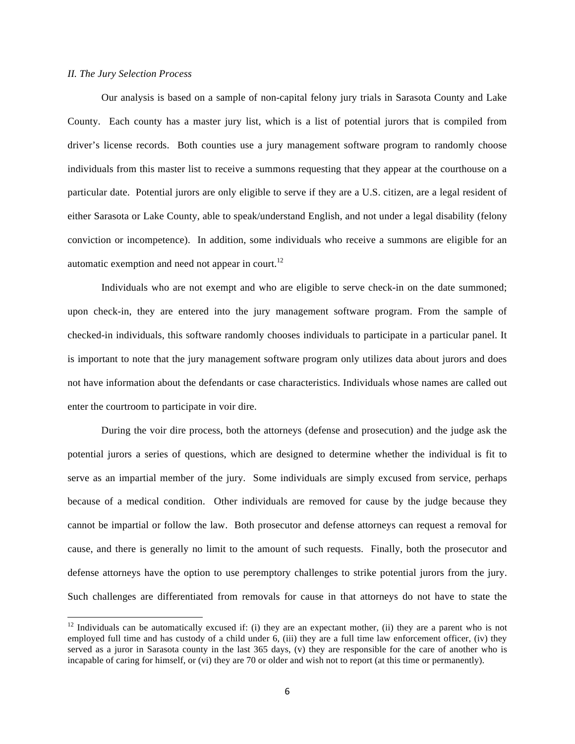*II. The Jury Selection Process*

Our analysis is based on a sample of non-capital felony jury trials in Sarasota County and Lake County. Each county has a master jury list, which is a list of potential jurors that is compiled from driver's license records. Both counties use a jury management software program to randomly choose individuals from this master list to receive a summons requesting that they appear at the courthouse on a particular date. Potential jurors are only eligible to serve if they are a U.S. citizen, are a legal resident of either Sarasota or Lake County, able to speak/understand English, and not under a legal disability (felony conviction or incompetence). In addition, some individuals who receive a summons are eligible for an automatic exemption and need not appear in court.[12]

Individuals who are not exempt and who are eligible to serve check-in on the date summoned; upon check-in, they are entered into the jury management software program. From the sample of checked-in individuals, this software randomly chooses individuals to participate in a particular panel. It is important to note that the jury management software program only utilizes data about jurors and does not have information about the defendants or case characteristics. Individuals whose names are called out enter the courtroom to participate in voir dire.

During the voir dire process, both the attorneys (defense and prosecution) and the judge ask the potential jurors a series of questions, which are designed to determine whether the individual is fit to serve as an impartial member of the jury. Some individuals are simply excused from service, perhaps because of a medical condition. Other individuals are removed for cause by the judge because they cannot be impartial or follow the law. Both prosecutor and defense attorneys can request a removal for cause, and there is generally no limit to the amount of such requests. Finally, both the prosecutor and defense attorneys have the option to use peremptory challenges to strike potential jurors from the jury. Such challenges are differentiated from removals for cause in that attorneys do not have to state the

[12] Individuals can be automatically excused if: (i) they are an expectant mother, (ii) they are a parent who is not employed full time and has custody of a child under 6, (iii) they are a full time law enforcement officer, (iv) they served as a juror in Sarasota county in the last 365 days, (v) they are responsible for the care of another who is incapable of caring for himself, or (vi) they are 70 or older and wish not to report (at this time or permanently).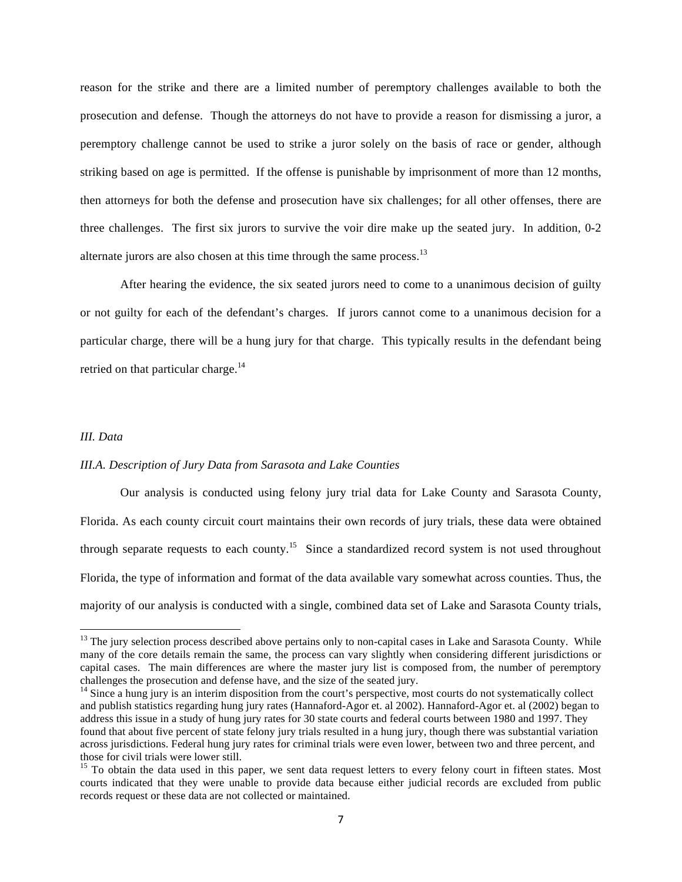reason for the strike and there are a limited number of peremptory challenges available to both the prosecution and defense. Though the attorneys do not have to provide a reason for dismissing a juror, a peremptory challenge cannot be used to strike a juror solely on the basis of race or gender, although striking based on age is permitted. If the offense is punishable by imprisonment of more than 12 months, then attorneys for both the defense and prosecution have six challenges; for all other offenses, there are three challenges. The first six jurors to survive the voir dire make up the seated jury. In addition, 0-2 alternate jurors are also chosen at this time through the same process.[13]

After hearing the evidence, the six seated jurors need to come to a unanimous decision of guilty or not guilty for each of the defendant's charges. If jurors cannot come to a unanimous decision for a particular charge, there will be a hung jury for that charge. This typically results in the defendant being retried on that particular charge.[14]

### *III. Data*

#### *III.A. Description of Jury Data from Sarasota and Lake Counties*

Our analysis is conducted using felony jury trial data for Lake County and Sarasota County, Florida. As each county circuit court maintains their own records of jury trials, these data were obtained through separate requests to each county.[15] Since a standardized record system is not used throughout Florida, the type of information and format of the data available vary somewhat across counties. Thus, the majority of our analysis is conducted with a single, combined data set of Lake and Sarasota County trials,

---

[13] The jury selection process described above pertains only to non-capital cases in Lake and Sarasota County. While many of the core details remain the same, the process can vary slightly when considering different jurisdictions or capital cases. The main differences are where the master jury list is composed from, the number of peremptory challenges the prosecution and defense have, and the size of the seated jury.

[14] Since a hung jury is an interim disposition from the court's perspective, most courts do not systematically collect and publish statistics regarding hung jury rates (Hannaford-Agor et. al 2002). Hannaford-Agor et. al (2002) began to address this issue in a study of hung jury rates for 30 state courts and federal courts between 1980 and 1997. They found that about five percent of state felony jury trials resulted in a hung jury, though there was substantial variation across jurisdictions. Federal hung jury rates for criminal trials were even lower, between two and three percent, and those for civil trials were lower still.

[15] To obtain the data used in this paper, we sent data request letters to every felony court in fifteen states. Most courts indicated that they were unable to provide data because either judicial records are excluded from public records request or these data are not collected or maintained.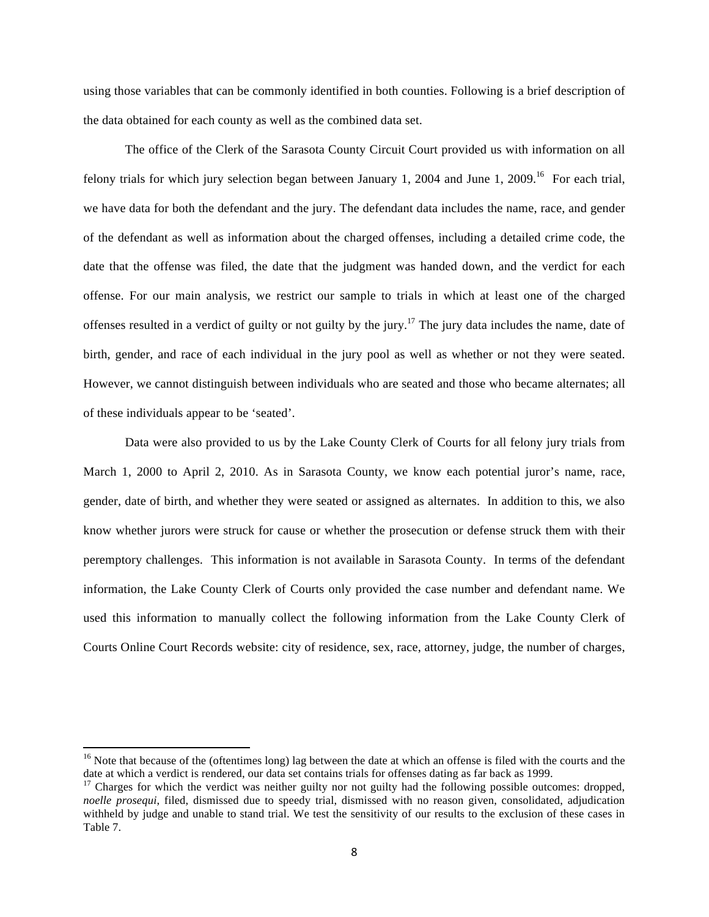using those variables that can be commonly identified in both counties. Following is a brief description of the data obtained for each county as well as the combined data set.

The office of the Clerk of the Sarasota County Circuit Court provided us with information on all felony trials for which jury selection began between January 1, 2004 and June 1, 2009.[16] For each trial, we have data for both the defendant and the jury. The defendant data includes the name, race, and gender of the defendant as well as information about the charged offenses, including a detailed crime code, the date that the offense was filed, the date that the judgment was handed down, and the verdict for each offense. For our main analysis, we restrict our sample to trials in which at least one of the charged offenses resulted in a verdict of guilty or not guilty by the jury.[17] The jury data includes the name, date of birth, gender, and race of each individual in the jury pool as well as whether or not they were seated. However, we cannot distinguish between individuals who are seated and those who became alternates; all of these individuals appear to be 'seated'.

Data were also provided to us by the Lake County Clerk of Courts for all felony jury trials from March 1, 2000 to April 2, 2010. As in Sarasota County, we know each potential juror's name, race, gender, date of birth, and whether they were seated or assigned as alternates. In addition to this, we also know whether jurors were struck for cause or whether the prosecution or defense struck them with their peremptory challenges. This information is not available in Sarasota County. In terms of the defendant information, the Lake County Clerk of Courts only provided the case number and defendant name. We used this information to manually collect the following information from the Lake County Clerk of Courts Online Court Records website: city of residence, sex, race, attorney, judge, the number of charges,

[16] Note that because of the (oftentimes long) lag between the date at which an offense is filed with the courts and the date at which a verdict is rendered, our data set contains trials for offenses dating as far back as 1999.

[17] Charges for which the verdict was neither guilty nor not guilty had the following possible outcomes: dropped, *noelle prosequi*, filed, dismissed due to speedy trial, dismissed with no reason given, consolidated, adjudication withheld by judge and unable to stand trial. We test the sensitivity of our results to the exclusion of these cases in Table 7.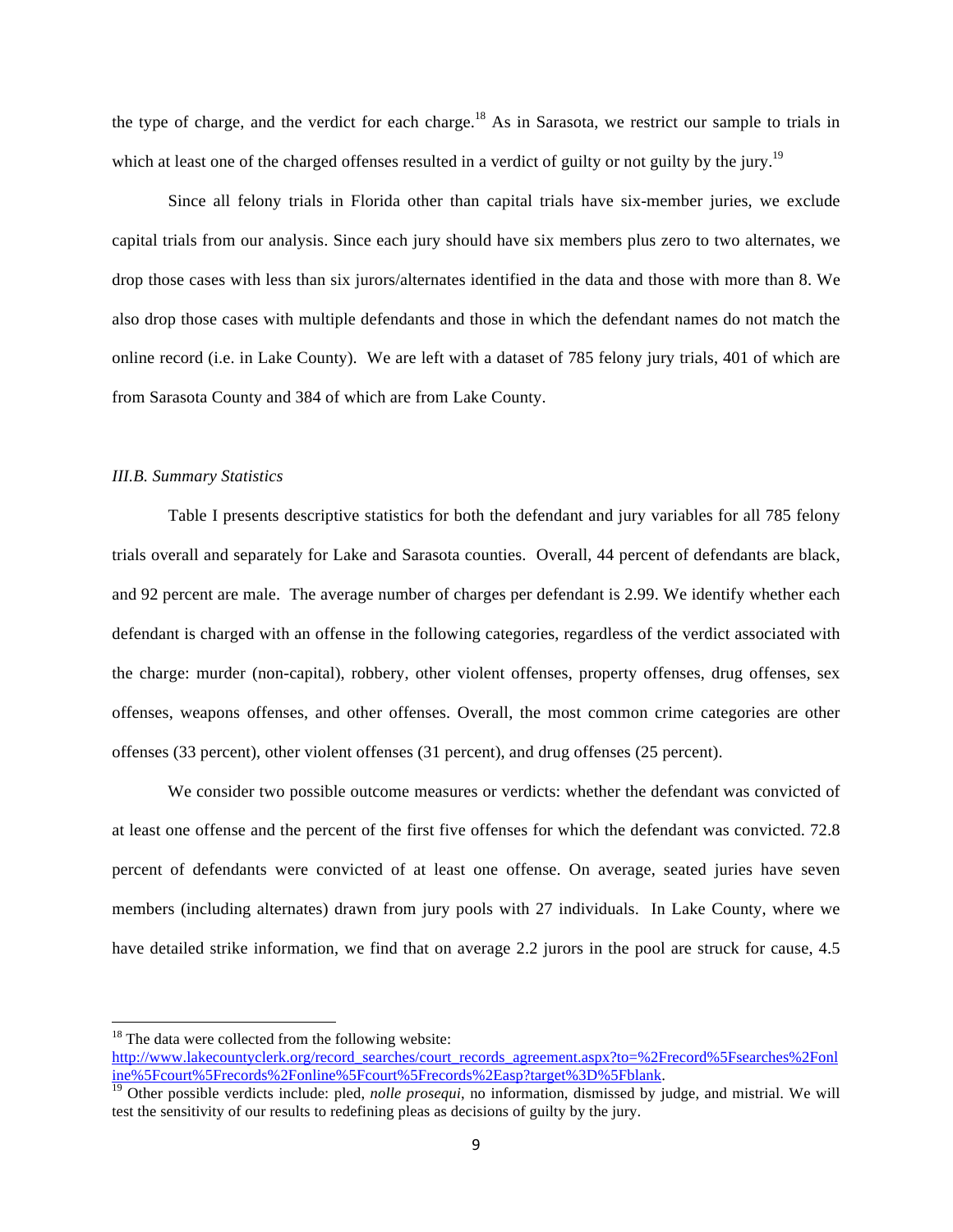the type of charge, and the verdict for each charge.[18] As in Sarasota, we restrict our sample to trials in which at least one of the charged offenses resulted in a verdict of guilty or not guilty by the jury.[19]

Since all felony trials in Florida other than capital trials have six-member juries, we exclude capital trials from our analysis. Since each jury should have six members plus zero to two alternates, we drop those cases with less than six jurors/alternates identified in the data and those with more than 8. We also drop those cases with multiple defendants and those in which the defendant names do not match the online record (i.e. in Lake County). We are left with a dataset of 785 felony jury trials, 401 of which are from Sarasota County and 384 of which are from Lake County.

### *III.B. Summary Statistics*

Table I presents descriptive statistics for both the defendant and jury variables for all 785 felony trials overall and separately for Lake and Sarasota counties. Overall, 44 percent of defendants are black, and 92 percent are male. The average number of charges per defendant is 2.99. We identify whether each defendant is charged with an offense in the following categories, regardless of the verdict associated with the charge: murder (non-capital), robbery, other violent offenses, property offenses, drug offenses, sex offenses, weapons offenses, and other offenses. Overall, the most common crime categories are other offenses (33 percent), other violent offenses (31 percent), and drug offenses (25 percent).

We consider two possible outcome measures or verdicts: whether the defendant was convicted of at least one offense and the percent of the first five offenses for which the defendant was convicted. 72.8 percent of defendants were convicted of at least one offense. On average, seated juries have seven members (including alternates) drawn from jury pools with 27 individuals. In Lake County, where we have detailed strike information, we find that on average 2.2 jurors in the pool are struck for cause, 4.5

---

[18] The data were collected from the following website: http://www.lakecountyclerk.org/record_searches/court_records_agreement.aspx?to=%2Frecord%5Fsearches%2Fonline%5Fcourt%5Frecords%2Fonline%5Fcourt%5Frecords%2Easp?target%3D%5Fblank.

[19] Other possible verdicts include: pled, *nolle prosequi*, no information, dismissed by judge, and mistrial. We will test the sensitivity of our results to redefining pleas as decisions of guilty by the jury.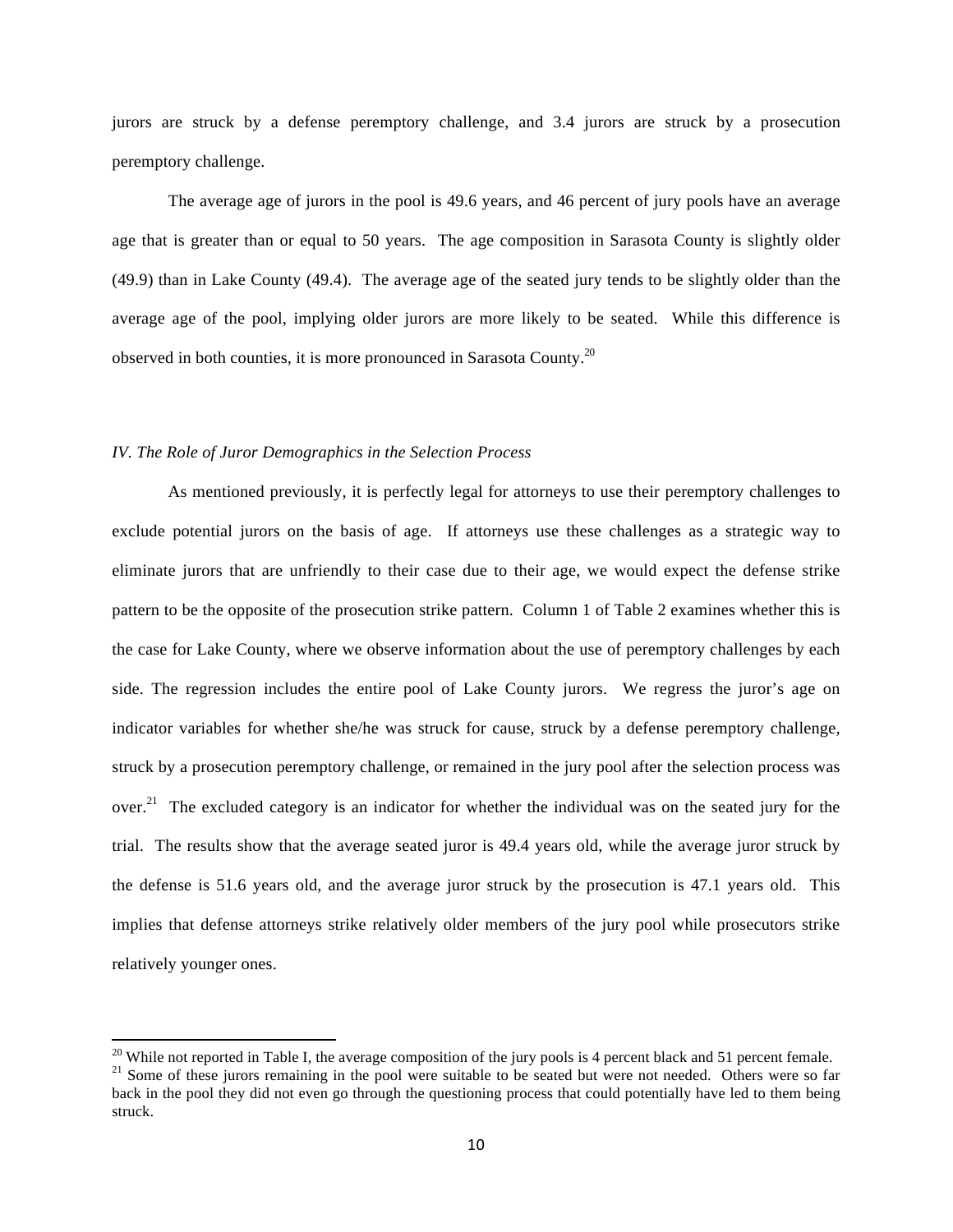jurors are struck by a defense peremptory challenge, and 3.4 jurors are struck by a prosecution peremptory challenge.

The average age of jurors in the pool is 49.6 years, and 46 percent of jury pools have an average age that is greater than or equal to 50 years. The age composition in Sarasota County is slightly older (49.9) than in Lake County (49.4). The average age of the seated jury tends to be slightly older than the average age of the pool, implying older jurors are more likely to be seated. While this difference is observed in both counties, it is more pronounced in Sarasota County.[20]

### *IV. The Role of Juror Demographics in the Selection Process*

As mentioned previously, it is perfectly legal for attorneys to use their peremptory challenges to exclude potential jurors on the basis of age. If attorneys use these challenges as a strategic way to eliminate jurors that are unfriendly to their case due to their age, we would expect the defense strike pattern to be the opposite of the prosecution strike pattern. Column 1 of Table 2 examines whether this is the case for Lake County, where we observe information about the use of peremptory challenges by each side. The regression includes the entire pool of Lake County jurors. We regress the juror's age on indicator variables for whether she/he was struck for cause, struck by a defense peremptory challenge, struck by a prosecution peremptory challenge, or remained in the jury pool after the selection process was over.[21] The excluded category is an indicator for whether the individual was on the seated jury for the trial. The results show that the average seated juror is 49.4 years old, while the average juror struck by the defense is 51.6 years old, and the average juror struck by the prosecution is 47.1 years old. This implies that defense attorneys strike relatively older members of the jury pool while prosecutors strike relatively younger ones.

[20] While not reported in Table I, the average composition of the jury pools is 4 percent black and 51 percent female.

[21] Some of these jurors remaining in the pool were suitable to be seated but were not needed. Others were so far back in the pool they did not even go through the questioning process that could potentially have led to them being struck.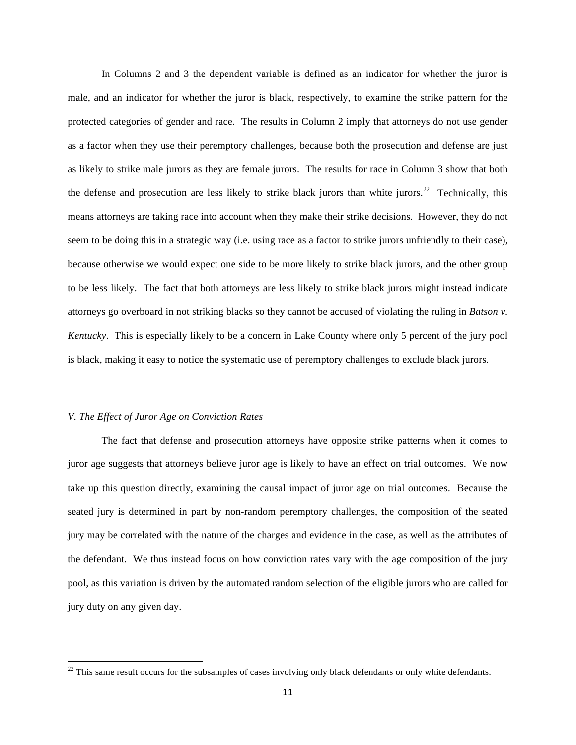In Columns 2 and 3 the dependent variable is defined as an indicator for whether the juror is male, and an indicator for whether the juror is black, respectively, to examine the strike pattern for the protected categories of gender and race. The results in Column 2 imply that attorneys do not use gender as a factor when they use their peremptory challenges, because both the prosecution and defense are just as likely to strike male jurors as they are female jurors. The results for race in Column 3 show that both the defense and prosecution are less likely to strike black jurors than white jurors.[22] Technically, this means attorneys are taking race into account when they make their strike decisions. However, they do not seem to be doing this in a strategic way (i.e. using race as a factor to strike jurors unfriendly to their case), because otherwise we would expect one side to be more likely to strike black jurors, and the other group to be less likely. The fact that both attorneys are less likely to strike black jurors might instead indicate attorneys go overboard in not striking blacks so they cannot be accused of violating the ruling in *Batson v. Kentucky*. This is especially likely to be a concern in Lake County where only 5 percent of the jury pool is black, making it easy to notice the systematic use of peremptory challenges to exclude black jurors.

### *V. The Effect of Juror Age on Conviction Rates*

The fact that defense and prosecution attorneys have opposite strike patterns when it comes to juror age suggests that attorneys believe juror age is likely to have an effect on trial outcomes. We now take up this question directly, examining the causal impact of juror age on trial outcomes. Because the seated jury is determined in part by non-random peremptory challenges, the composition of the seated jury may be correlated with the nature of the charges and evidence in the case, as well as the attributes of the defendant. We thus instead focus on how conviction rates vary with the age composition of the jury pool, as this variation is driven by the automated random selection of the eligible jurors who are called for jury duty on any given day.

[22] This same result occurs for the subsamples of cases involving only black defendants or only white defendants.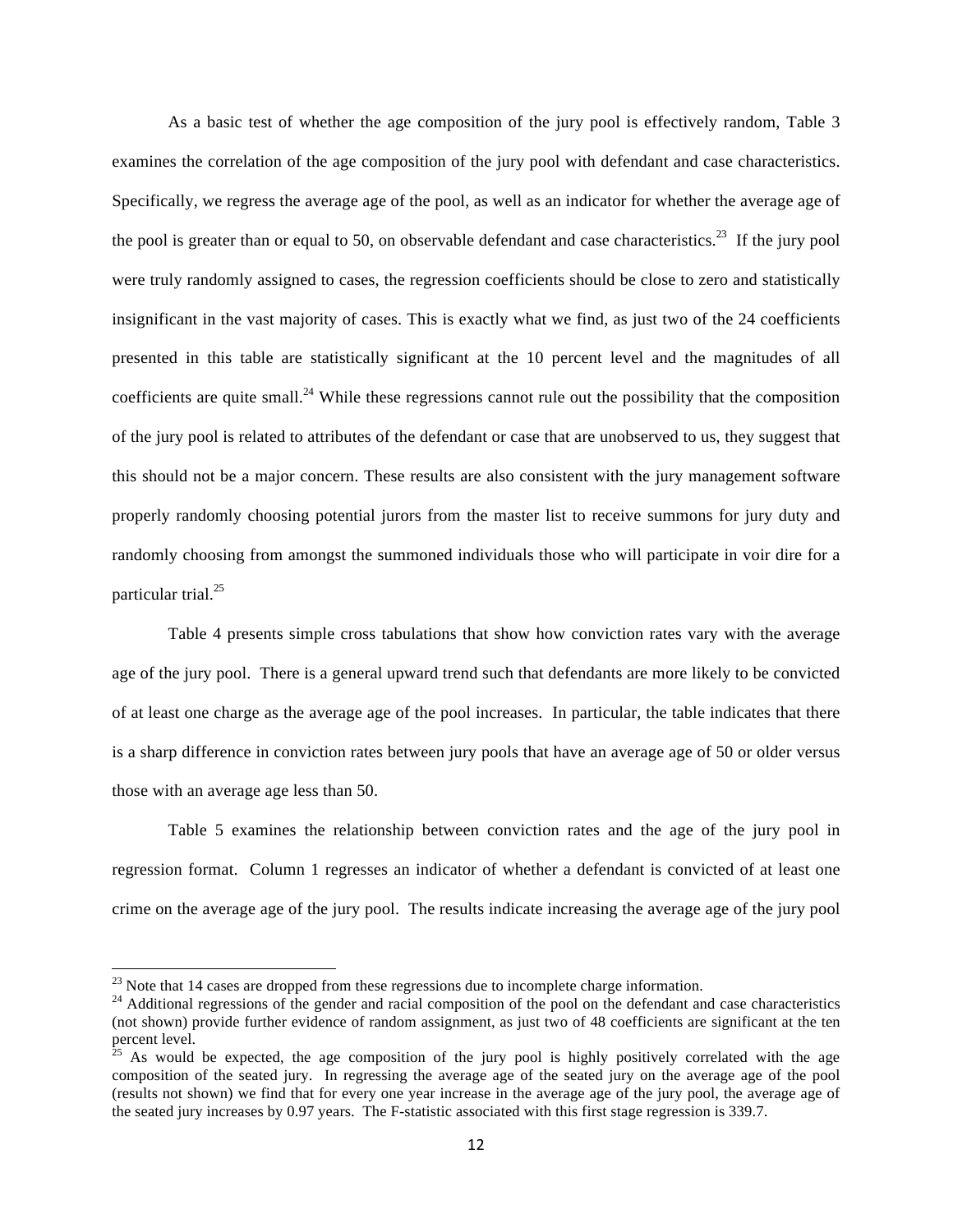As a basic test of whether the age composition of the jury pool is effectively random, Table 3 examines the correlation of the age composition of the jury pool with defendant and case characteristics. Specifically, we regress the average age of the pool, as well as an indicator for whether the average age of the pool is greater than or equal to 50, on observable defendant and case characteristics.[23] If the jury pool were truly randomly assigned to cases, the regression coefficients should be close to zero and statistically insignificant in the vast majority of cases. This is exactly what we find, as just two of the 24 coefficients presented in this table are statistically significant at the 10 percent level and the magnitudes of all coefficients are quite small.[24] While these regressions cannot rule out the possibility that the composition of the jury pool is related to attributes of the defendant or case that are unobserved to us, they suggest that this should not be a major concern. These results are also consistent with the jury management software properly randomly choosing potential jurors from the master list to receive summons for jury duty and randomly choosing from amongst the summoned individuals those who will participate in voir dire for a particular trial.[25]

Table 4 presents simple cross tabulations that show how conviction rates vary with the average age of the jury pool. There is a general upward trend such that defendants are more likely to be convicted of at least one charge as the average age of the pool increases. In particular, the table indicates that there is a sharp difference in conviction rates between jury pools that have an average age of 50 or older versus those with an average age less than 50.

Table 5 examines the relationship between conviction rates and the age of the jury pool in regression format. Column 1 regresses an indicator of whether a defendant is convicted of at least one crime on the average age of the jury pool. The results indicate increasing the average age of the jury pool

[23] Note that 14 cases are dropped from these regressions due to incomplete charge information.

[24] Additional regressions of the gender and racial composition of the pool on the defendant and case characteristics (not shown) provide further evidence of random assignment, as just two of 48 coefficients are significant at the ten percent level.

[25] As would be expected, the age composition of the jury pool is highly positively correlated with the age composition of the seated jury. In regressing the average age of the seated jury on the average age of the pool (results not shown) we find that for every one year increase in the average age of the jury pool, the average age of the seated jury increases by 0.97 years. The F-statistic associated with this first stage regression is 339.7.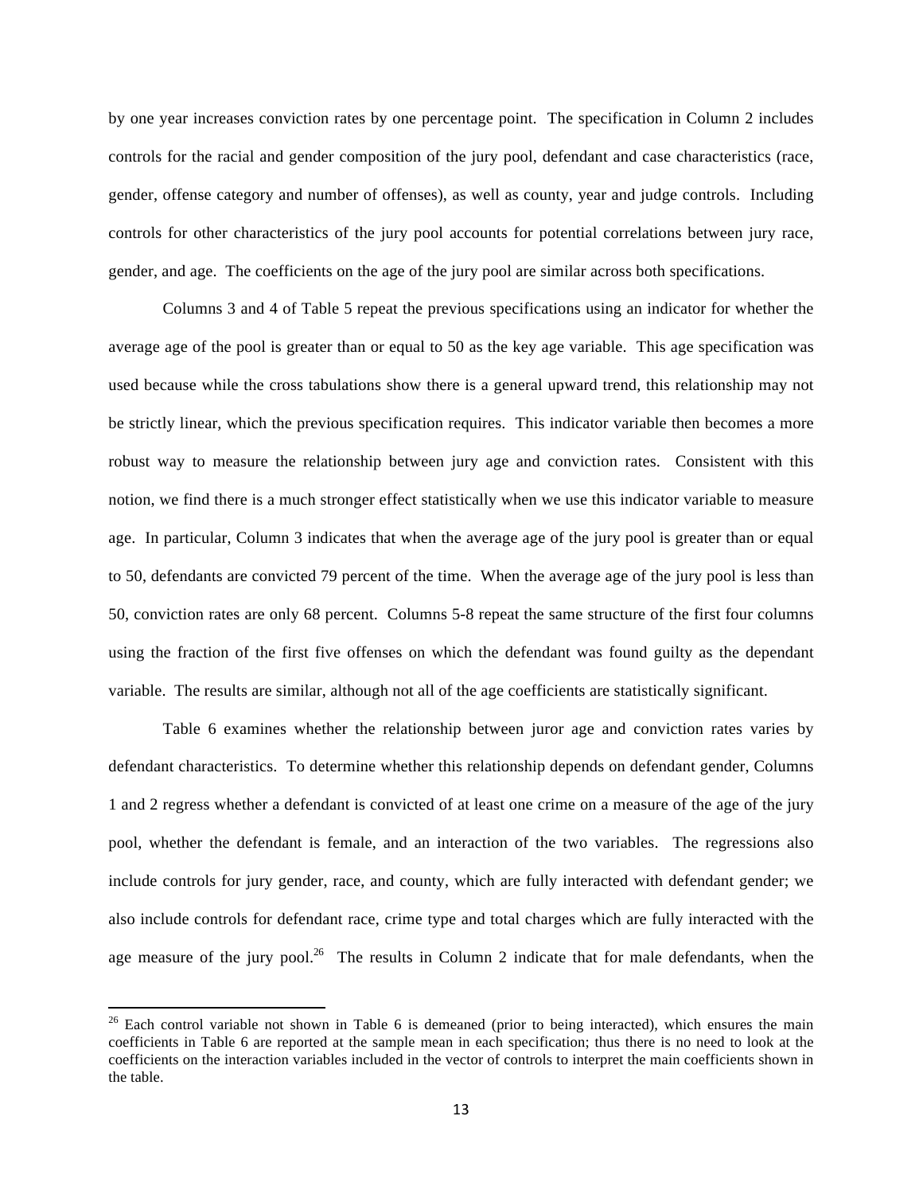by one year increases conviction rates by one percentage point. The specification in Column 2 includes controls for the racial and gender composition of the jury pool, defendant and case characteristics (race, gender, offense category and number of offenses), as well as county, year and judge controls. Including controls for other characteristics of the jury pool accounts for potential correlations between jury race, gender, and age. The coefficients on the age of the jury pool are similar across both specifications.

Columns 3 and 4 of Table 5 repeat the previous specifications using an indicator for whether the average age of the pool is greater than or equal to 50 as the key age variable. This age specification was used because while the cross tabulations show there is a general upward trend, this relationship may not be strictly linear, which the previous specification requires. This indicator variable then becomes a more robust way to measure the relationship between jury age and conviction rates. Consistent with this notion, we find there is a much stronger effect statistically when we use this indicator variable to measure age. In particular, Column 3 indicates that when the average age of the jury pool is greater than or equal to 50, defendants are convicted 79 percent of the time. When the average age of the jury pool is less than 50, conviction rates are only 68 percent. Columns 5-8 repeat the same structure of the first four columns using the fraction of the first five offenses on which the defendant was found guilty as the dependant variable. The results are similar, although not all of the age coefficients are statistically significant.

Table 6 examines whether the relationship between juror age and conviction rates varies by defendant characteristics. To determine whether this relationship depends on defendant gender, Columns 1 and 2 regress whether a defendant is convicted of at least one crime on a measure of the age of the jury pool, whether the defendant is female, and an interaction of the two variables. The regressions also include controls for jury gender, race, and county, which are fully interacted with defendant gender; we also include controls for defendant race, crime type and total charges which are fully interacted with the age measure of the jury pool.[26] The results in Column 2 indicate that for male defendants, when the

[26] Each control variable not shown in Table 6 is demeaned (prior to being interacted), which ensures the main coefficients in Table 6 are reported at the sample mean in each specification; thus there is no need to look at the coefficients on the interaction variables included in the vector of controls to interpret the main coefficients shown in the table.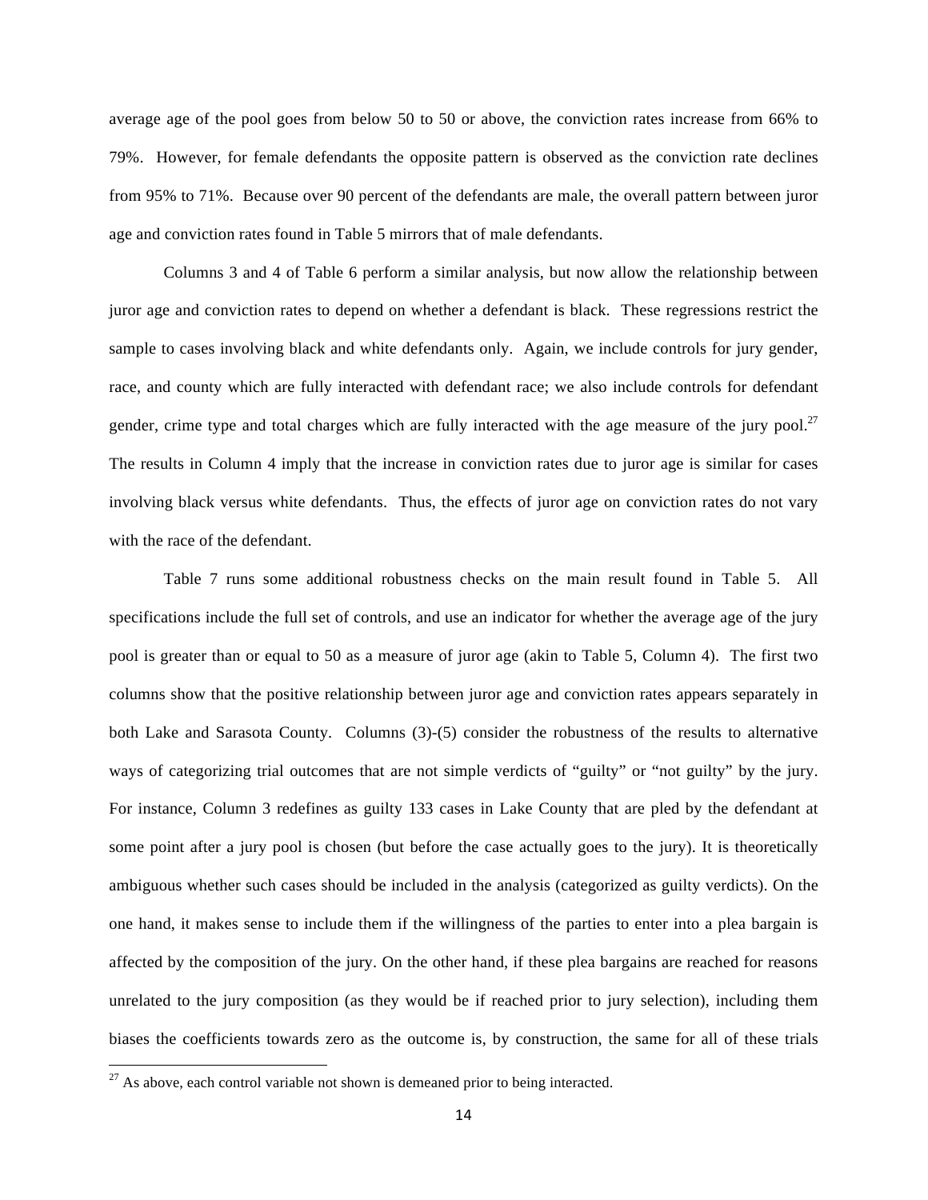average age of the pool goes from below 50 to 50 or above, the conviction rates increase from 66% to 79%. However, for female defendants the opposite pattern is observed as the conviction rate declines from 95% to 71%. Because over 90 percent of the defendants are male, the overall pattern between juror age and conviction rates found in Table 5 mirrors that of male defendants.

Columns 3 and 4 of Table 6 perform a similar analysis, but now allow the relationship between juror age and conviction rates to depend on whether a defendant is black. These regressions restrict the sample to cases involving black and white defendants only. Again, we include controls for jury gender, race, and county which are fully interacted with defendant race; we also include controls for defendant gender, crime type and total charges which are fully interacted with the age measure of the jury pool.[27] The results in Column 4 imply that the increase in conviction rates due to juror age is similar for cases involving black versus white defendants. Thus, the effects of juror age on conviction rates do not vary with the race of the defendant.

Table 7 runs some additional robustness checks on the main result found in Table 5. All specifications include the full set of controls, and use an indicator for whether the average age of the jury pool is greater than or equal to 50 as a measure of juror age (akin to Table 5, Column 4). The first two columns show that the positive relationship between juror age and conviction rates appears separately in both Lake and Sarasota County. Columns (3)-(5) consider the robustness of the results to alternative ways of categorizing trial outcomes that are not simple verdicts of "guilty" or "not guilty" by the jury. For instance, Column 3 redefines as guilty 133 cases in Lake County that are pled by the defendant at some point after a jury pool is chosen (but before the case actually goes to the jury). It is theoretically ambiguous whether such cases should be included in the analysis (categorized as guilty verdicts). On the one hand, it makes sense to include them if the willingness of the parties to enter into a plea bargain is affected by the composition of the jury. On the other hand, if these plea bargains are reached for reasons unrelated to the jury composition (as they would be if reached prior to jury selection), including them biases the coefficients towards zero as the outcome is, by construction, the same for all of these trials

[27] As above, each control variable not shown is demeaned prior to being interacted.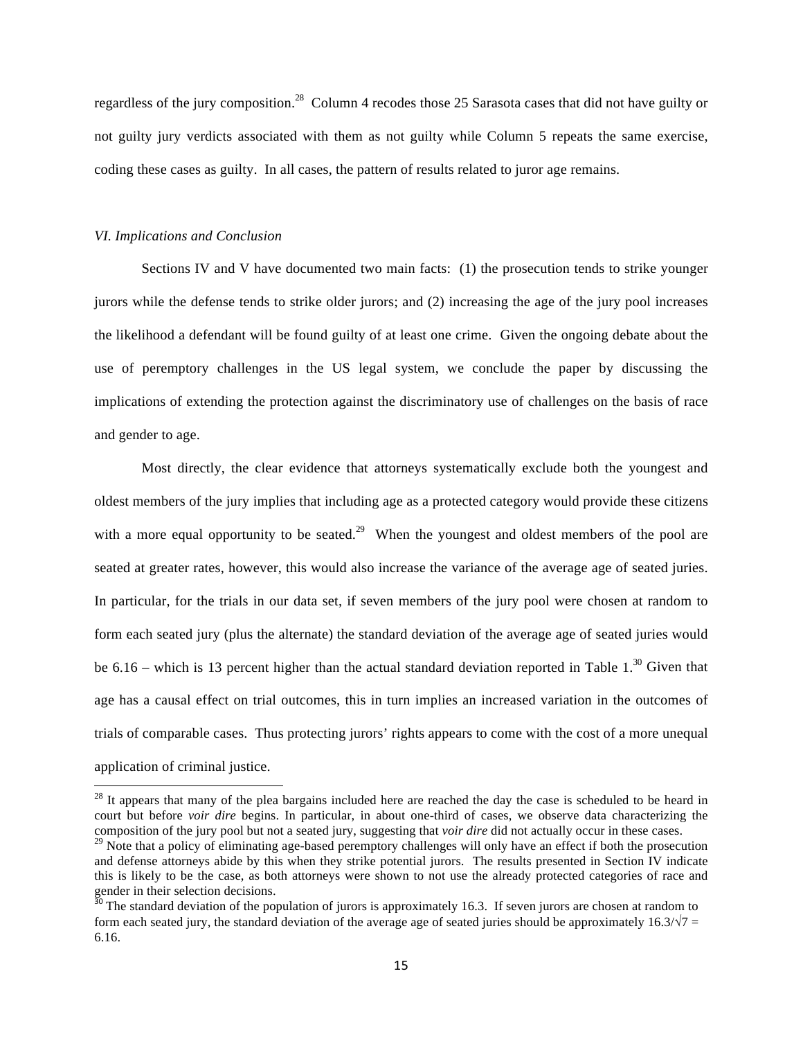regardless of the jury composition.[28] Column 4 recodes those 25 Sarasota cases that did not have guilty or not guilty jury verdicts associated with them as not guilty while Column 5 repeats the same exercise, coding these cases as guilty. In all cases, the pattern of results related to juror age remains.

### *VI. Implications and Conclusion*

Sections IV and V have documented two main facts: (1) the prosecution tends to strike younger jurors while the defense tends to strike older jurors; and (2) increasing the age of the jury pool increases the likelihood a defendant will be found guilty of at least one crime. Given the ongoing debate about the use of peremptory challenges in the US legal system, we conclude the paper by discussing the implications of extending the protection against the discriminatory use of challenges on the basis of race and gender to age.

Most directly, the clear evidence that attorneys systematically exclude both the youngest and oldest members of the jury implies that including age as a protected category would provide these citizens with a more equal opportunity to be seated.[29] When the youngest and oldest members of the pool are seated at greater rates, however, this would also increase the variance of the average age of seated juries. In particular, for the trials in our data set, if seven members of the jury pool were chosen at random to form each seated jury (plus the alternate) the standard deviation of the average age of seated juries would be 6.16 – which is 13 percent higher than the actual standard deviation reported in Table 1.[30] Given that age has a causal effect on trial outcomes, this in turn implies an increased variation in the outcomes of trials of comparable cases. Thus protecting jurors' rights appears to come with the cost of a more unequal application of criminal justice.

---

[28] It appears that many of the plea bargains included here are reached the day the case is scheduled to be heard in court but before *voir dire* begins. In particular, in about one-third of cases, we observe data characterizing the composition of the jury pool but not a seated jury, suggesting that *voir dire* did not actually occur in these cases.

[29] Note that a policy of eliminating age-based peremptory challenges will only have an effect if both the prosecution and defense attorneys abide by this when they strike potential jurors. The results presented in Section IV indicate this is likely to be the case, as both attorneys were shown to not use the already protected categories of race and gender in their selection decisions.

[30] The standard deviation of the population of jurors is approximately 16.3. If seven jurors are chosen at random to form each seated jury, the standard deviation of the average age of seated juries should be approximately $16.3/\sqrt{7} = 6.16$.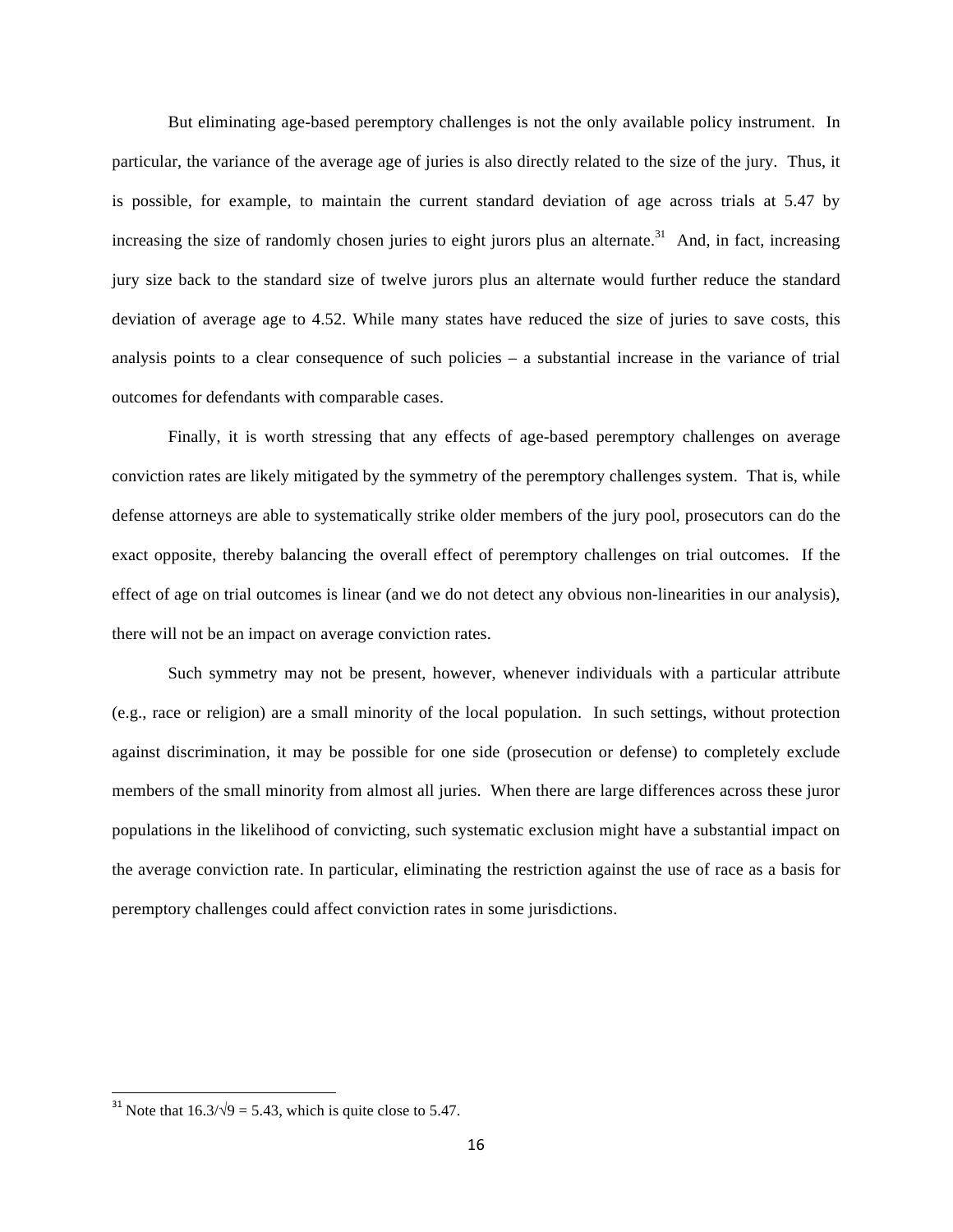But eliminating age-based peremptory challenges is not the only available policy instrument. In particular, the variance of the average age of juries is also directly related to the size of the jury. Thus, it is possible, for example, to maintain the current standard deviation of age across trials at 5.47 by increasing the size of randomly chosen juries to eight jurors plus an alternate.[31] And, in fact, increasing jury size back to the standard size of twelve jurors plus an alternate would further reduce the standard deviation of average age to 4.52. While many states have reduced the size of juries to save costs, this analysis points to a clear consequence of such policies – a substantial increase in the variance of trial outcomes for defendants with comparable cases.

Finally, it is worth stressing that any effects of age-based peremptory challenges on average conviction rates are likely mitigated by the symmetry of the peremptory challenges system. That is, while defense attorneys are able to systematically strike older members of the jury pool, prosecutors can do the exact opposite, thereby balancing the overall effect of peremptory challenges on trial outcomes. If the effect of age on trial outcomes is linear (and we do not detect any obvious non-linearities in our analysis), there will not be an impact on average conviction rates.

Such symmetry may not be present, however, whenever individuals with a particular attribute (e.g., race or religion) are a small minority of the local population. In such settings, without protection against discrimination, it may be possible for one side (prosecution or defense) to completely exclude members of the small minority from almost all juries. When there are large differences across these juror populations in the likelihood of convicting, such systematic exclusion might have a substantial impact on the average conviction rate. In particular, eliminating the restriction against the use of race as a basis for peremptory challenges could affect conviction rates in some jurisdictions.

[31] Note that $16.3/\sqrt{9} = 5.43$, which is quite close to 5.47.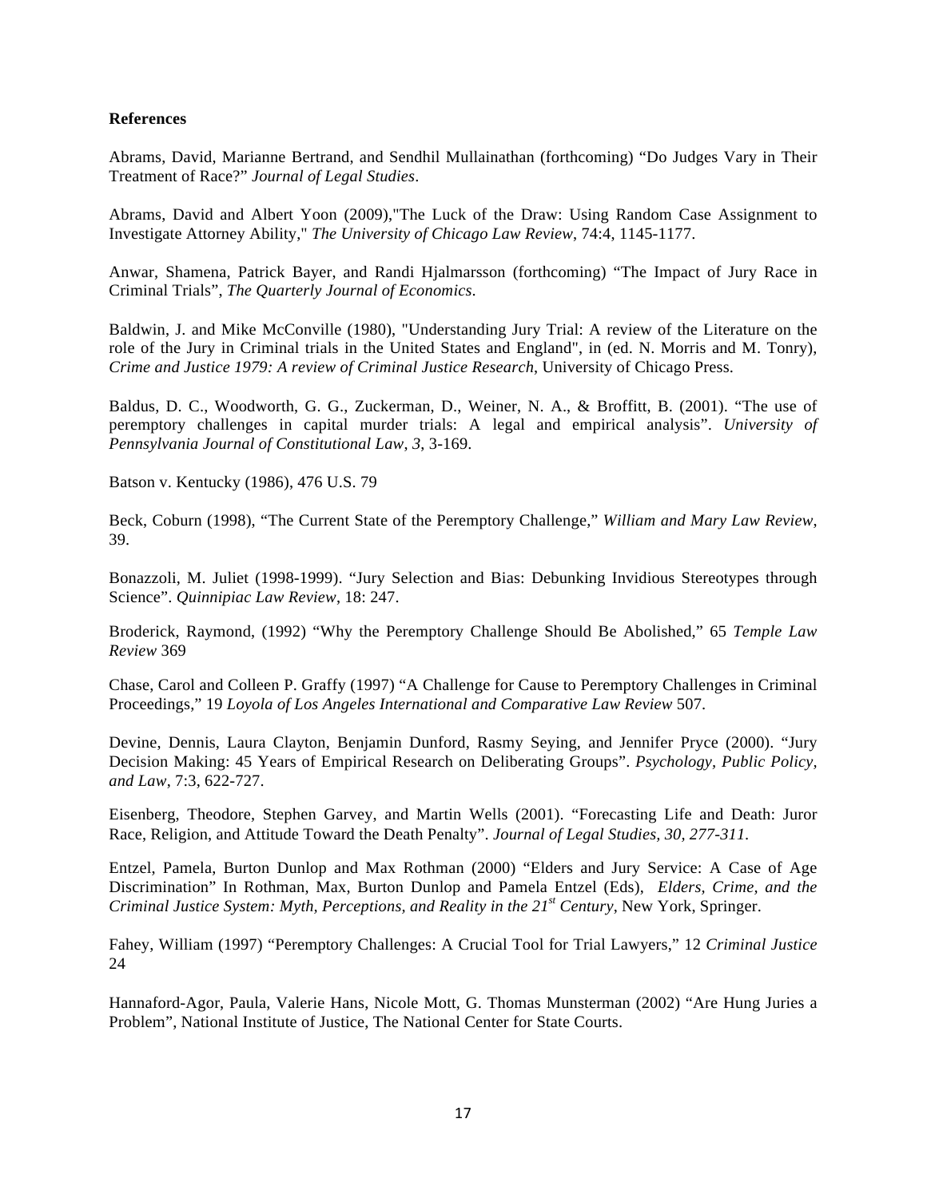**References**

Abrams, David, Marianne Bertrand, and Sendhil Mullainathan (forthcoming) "Do Judges Vary in Their Treatment of Race?" *Journal of Legal Studies*.

Abrams, David and Albert Yoon (2009),"The Luck of the Draw: Using Random Case Assignment to Investigate Attorney Ability," *The University of Chicago Law Review*, 74:4, 1145-1177.

Anwar, Shamena, Patrick Bayer, and Randi Hjalmarsson (forthcoming) "The Impact of Jury Race in Criminal Trials", *The Quarterly Journal of Economics.*

Baldwin, J. and Mike McConville (1980), "Understanding Jury Trial: A review of the Literature on the role of the Jury in Criminal trials in the United States and England", in (ed. N. Morris and M. Tonry), *Crime and Justice 1979: A review of Criminal Justice Research*, University of Chicago Press.

Baldus, D. C., Woodworth, G. G., Zuckerman, D., Weiner, N. A., & Broffitt, B. (2001). "The use of peremptory challenges in capital murder trials: A legal and empirical analysis". *University of Pennsylvania Journal of Constitutional Law*, *3*, 3-169.

Batson v. Kentucky (1986), 476 U.S. 79

Beck, Coburn (1998), "The Current State of the Peremptory Challenge," *William and Mary Law Review*, 39.

Bonazzoli, M. Juliet (1998-1999). "Jury Selection and Bias: Debunking Invidious Stereotypes through Science". *Quinnipiac Law Review*, 18: 247.

Broderick, Raymond, (1992) "Why the Peremptory Challenge Should Be Abolished," 65 *Temple Law Review* 369

Chase, Carol and Colleen P. Graffy (1997) "A Challenge for Cause to Peremptory Challenges in Criminal Proceedings," 19 *Loyola of Los Angeles International and Comparative Law Review* 507.

Devine, Dennis, Laura Clayton, Benjamin Dunford, Rasmy Seying, and Jennifer Pryce (2000). "Jury Decision Making: 45 Years of Empirical Research on Deliberating Groups". *Psychology, Public Policy, and Law*, 7:3, 622-727.

Eisenberg, Theodore, Stephen Garvey, and Martin Wells (2001). "Forecasting Life and Death: Juror Race, Religion, and Attitude Toward the Death Penalty". *Journal of Legal Studies, 30, 277-311.*

Entzel, Pamela, Burton Dunlop and Max Rothman (2000) "Elders and Jury Service: A Case of Age Discrimination" In Rothman, Max, Burton Dunlop and Pamela Entzel (Eds), *Elders, Crime, and the Criminal Justice System: Myth, Perceptions, and Reality in the 21st Century*, New York, Springer.

Fahey, William (1997) "Peremptory Challenges: A Crucial Tool for Trial Lawyers," 12 *Criminal Justice* 24

Hannaford-Agor, Paula, Valerie Hans, Nicole Mott, G. Thomas Munsterman (2002) "Are Hung Juries a Problem", National Institute of Justice, The National Center for State Courts.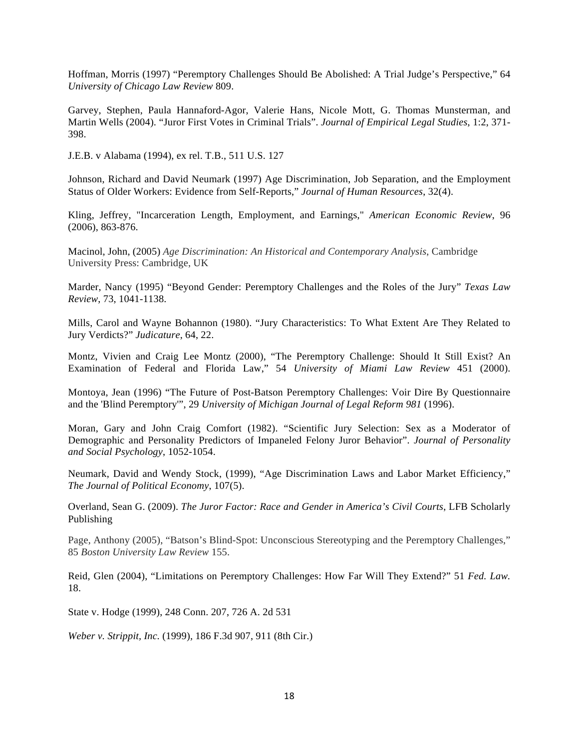Hoffman, Morris (1997) "Peremptory Challenges Should Be Abolished: A Trial Judge's Perspective," 64 *University of Chicago Law Review* 809.

Garvey, Stephen, Paula Hannaford-Agor, Valerie Hans, Nicole Mott, G. Thomas Munsterman, and Martin Wells (2004). "Juror First Votes in Criminal Trials". *Journal of Empirical Legal Studies*, 1:2, 371-398.

J.E.B. v Alabama (1994), ex rel. T.B., 511 U.S. 127

Johnson, Richard and David Neumark (1997) Age Discrimination, Job Separation, and the Employment Status of Older Workers: Evidence from Self-Reports," *Journal of Human Resources*, 32(4).

Kling, Jeffrey, "Incarceration Length, Employment, and Earnings," *American Economic Review*, 96 (2006), 863-876.

Macinol, John, (2005) *Age Discrimination: An Historical and Contemporary Analysis*, Cambridge University Press: Cambridge, UK

Marder, Nancy (1995) "Beyond Gender: Peremptory Challenges and the Roles of the Jury" *Texas Law Review*, 73, 1041-1138.

Mills, Carol and Wayne Bohannon (1980). "Jury Characteristics: To What Extent Are They Related to Jury Verdicts?" *Judicature*, 64, 22.

Montz, Vivien and Craig Lee Montz (2000), "The Peremptory Challenge: Should It Still Exist? An Examination of Federal and Florida Law," 54 *University of Miami Law Review* 451 (2000).

Montoya, Jean (1996) "The Future of Post-Batson Peremptory Challenges: Voir Dire By Questionnaire and the 'Blind Peremptory'", 29 *University of Michigan Journal of Legal Reform 981* (1996).

Moran, Gary and John Craig Comfort (1982). "Scientific Jury Selection: Sex as a Moderator of Demographic and Personality Predictors of Impaneled Felony Juror Behavior". *Journal of Personality and Social Psychology*, 1052-1054.

Neumark, David and Wendy Stock, (1999), "Age Discrimination Laws and Labor Market Efficiency," *The Journal of Political Economy*, 107(5).

Overland, Sean G. (2009). *The Juror Factor: Race and Gender in America's Civil Courts*, LFB Scholarly Publishing

Page, Anthony (2005), "Batson's Blind-Spot: Unconscious Stereotyping and the Peremptory Challenges," 85 *Boston University Law Review* 155.

Reid, Glen (2004), "Limitations on Peremptory Challenges: How Far Will They Extend?" 51 *Fed. Law.* 18.

State v. Hodge (1999), 248 Conn. 207, 726 A. 2d 531

*Weber v. Strippit, Inc.* (1999), 186 F.3d 907, 911 (8th Cir.)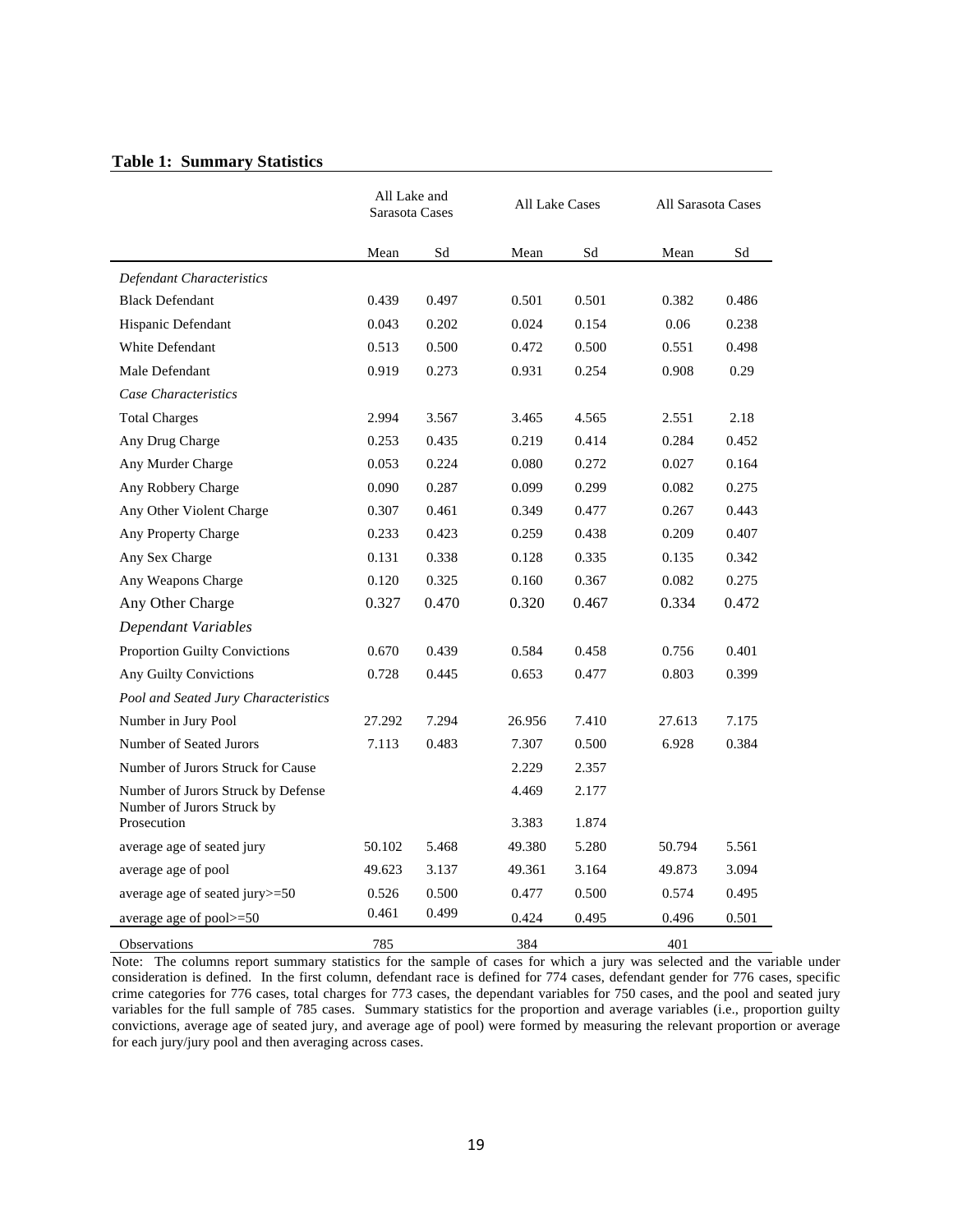**Table 1: Summary Statistics**

| | All Lake and Sarasota Cases | | All Lake Cases | | All Sarasota Cases | |
|---|---|---|---|---|---|---|
| | Mean | Sd | Mean | Sd | Mean | Sd |
| *Defendant Characteristics* | | | | | | |
| Black Defendant | 0.439 | 0.497 | 0.501 | 0.501 | 0.382 | 0.486 |
| Hispanic Defendant | 0.043 | 0.202 | 0.024 | 0.154 | 0.06 | 0.238 |
| White Defendant | 0.513 | 0.500 | 0.472 | 0.500 | 0.551 | 0.498 |
| Male Defendant | 0.919 | 0.273 | 0.931 | 0.254 | 0.908 | 0.29 |
| *Case Characteristics* | | | | | | |
| Total Charges | 2.994 | 3.567 | 3.465 | 4.565 | 2.551 | 2.18 |
| Any Drug Charge | 0.253 | 0.435 | 0.219 | 0.414 | 0.284 | 0.452 |
| Any Murder Charge | 0.053 | 0.224 | 0.080 | 0.272 | 0.027 | 0.164 |
| Any Robbery Charge | 0.090 | 0.287 | 0.099 | 0.299 | 0.082 | 0.275 |
| Any Other Violent Charge | 0.307 | 0.461 | 0.349 | 0.477 | 0.267 | 0.443 |
| Any Property Charge | 0.233 | 0.423 | 0.259 | 0.438 | 0.209 | 0.407 |
| Any Sex Charge | 0.131 | 0.338 | 0.128 | 0.335 | 0.135 | 0.342 |
| Any Weapons Charge | 0.120 | 0.325 | 0.160 | 0.367 | 0.082 | 0.275 |
| Any Other Charge | 0.327 | 0.470 | 0.320 | 0.467 | 0.334 | 0.472 |
| *Dependant Variables* | | | | | | |
| Proportion Guilty Convictions | 0.670 | 0.439 | 0.584 | 0.458 | 0.756 | 0.401 |
| Any Guilty Convictions | 0.728 | 0.445 | 0.653 | 0.477 | 0.803 | 0.399 |
| *Pool and Seated Jury Characteristics* | | | | | | |
| Number in Jury Pool | 27.292 | 7.294 | 26.956 | 7.410 | 27.613 | 7.175 |
| Number of Seated Jurors | 7.113 | 0.483 | 7.307 | 0.500 | 6.928 | 0.384 |
| Number of Jurors Struck for Cause | | | 2.229 | 2.357 | | |
| Number of Jurors Struck by Defense | | | 4.469 | 2.177 | | |
| Number of Jurors Struck by Prosecution | | | 3.383 | 1.874 | | |
| average age of seated jury | 50.102 | 5.468 | 49.380 | 5.280 | 50.794 | 5.561 |
| average age of pool | 49.623 | 3.137 | 49.361 | 3.164 | 49.873 | 3.094 |
| average age of seated jury>=50 | 0.526 | 0.500 | 0.477 | 0.500 | 0.574 | 0.495 |
| average age of pool>=50 | 0.461 | 0.499 | 0.424 | 0.495 | 0.496 | 0.501 |
| Observations | 785 | | 384 | | 401 | |

Note: The columns report summary statistics for the sample of cases for which a jury was selected and the variable under consideration is defined. In the first column, defendant race is defined for 774 cases, defendant gender for 776 cases, specific crime categories for 776 cases, total charges for 773 cases, the dependant variables for 750 cases, and the pool and seated jury variables for the full sample of 785 cases. Summary statistics for the proportion and average variables (i.e., proportion guilty convictions, average age of seated jury, and average age of pool) were formed by measuring the relevant proportion or average for each jury/jury pool and then averaging across cases.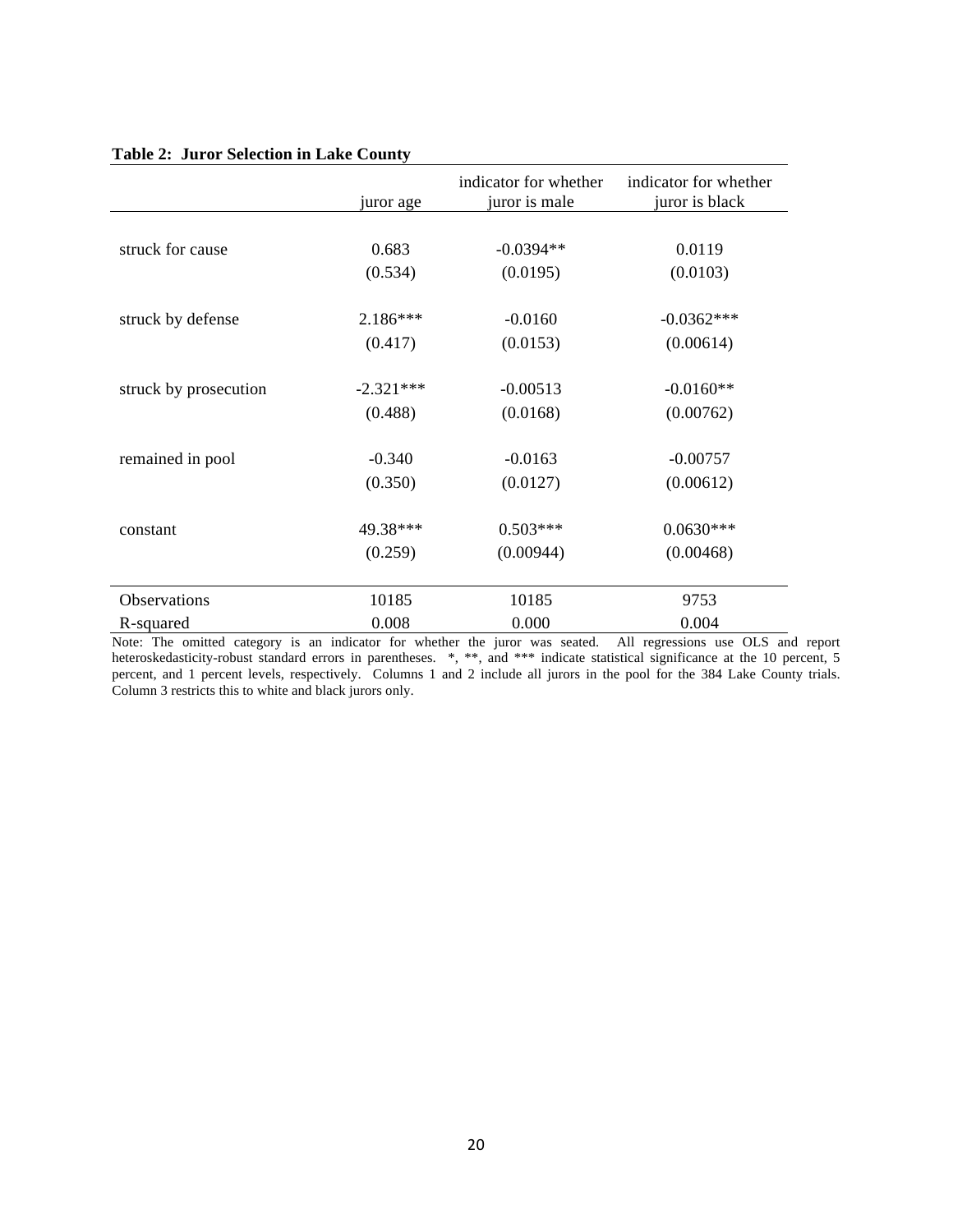**Table 2: Juror Selection in Lake County**

| | juror age | indicator for whether juror is male | indicator for whether juror is black |
|---|---|---|---|
| struck for cause | 0.683 | -0.0394** | 0.0119 |
| | (0.534) | (0.0195) | (0.0103) |
| struck by defense | 2.186*** | -0.0160 | -0.0362*** |
| | (0.417) | (0.0153) | (0.00614) |
| struck by prosecution | -2.321*** | -0.00513 | -0.0160** |
| | (0.488) | (0.0168) | (0.00762) |
| remained in pool | -0.340 | -0.0163 | -0.00757 |
| | (0.350) | (0.0127) | (0.00612) |
| constant | 49.38*** | 0.503*** | 0.0630*** |
| | (0.259) | (0.00944) | (0.00468) |
| Observations | 10185 | 10185 | 9753 |
| R-squared | 0.008 | 0.000 | 0.004 |

Note: The omitted category is an indicator for whether the juror was seated. All regressions use OLS and report heteroskedasticity-robust standard errors in parentheses. *, **, and *** indicate statistical significance at the 10 percent, 5 percent, and 1 percent levels, respectively. Columns 1 and 2 include all jurors in the pool for the 384 Lake County trials. Column 3 restricts this to white and black jurors only.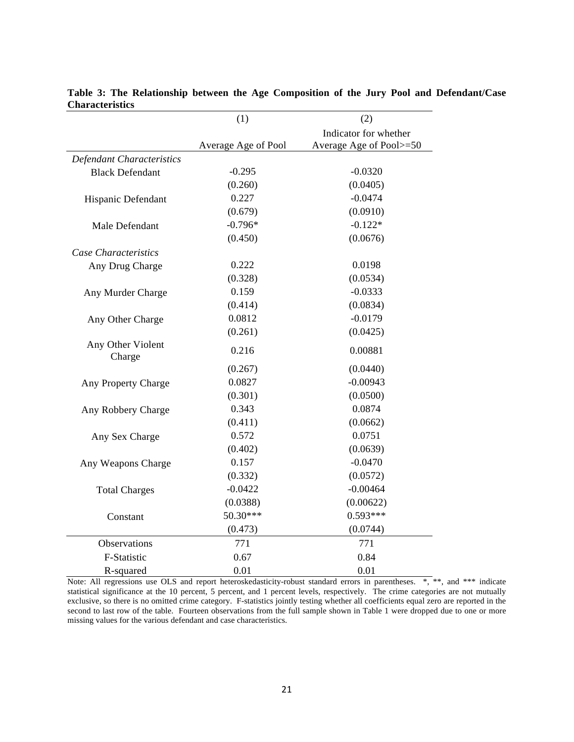**Table 3: The Relationship between the Age Composition of the Jury Pool and Defendant/Case Characteristics**

| | (1) | (2) |
|---|---|---|
| | Average Age of Pool | Indicator for whether Average Age of Pool>=50 |
| *Defendant Characteristics* | | |
| Black Defendant | -0.295 | -0.0320 |
| | (0.260) | (0.0405) |
| Hispanic Defendant | 0.227 | -0.0474 |
| | (0.679) | (0.0910) |
| Male Defendant | -0.796* | -0.122* |
| | (0.450) | (0.0676) |
| *Case Characteristics* | | |
| Any Drug Charge | 0.222 | 0.0198 |
| | (0.328) | (0.0534) |
| Any Murder Charge | 0.159 | -0.0333 |
| | (0.414) | (0.0834) |
| Any Other Charge | 0.0812 | -0.0179 |
| | (0.261) | (0.0425) |
| Any Other Violent Charge | 0.216 | 0.00881 |
| | (0.267) | (0.0440) |
| Any Property Charge | 0.0827 | -0.00943 |
| | (0.301) | (0.0500) |
| Any Robbery Charge | 0.343 | 0.0874 |
| | (0.411) | (0.0662) |
| Any Sex Charge | 0.572 | 0.0751 |
| | (0.402) | (0.0639) |
| Any Weapons Charge | 0.157 | -0.0470 |
| | (0.332) | (0.0572) |
| Total Charges | -0.0422 | -0.00464 |
| | (0.0388) | (0.00622) |
| Constant | 50.30*** | 0.593*** |
| | (0.473) | (0.0744) |
| Observations | 771 | 771 |
| F-Statistic | 0.67 | 0.84 |
| R-squared | 0.01 | 0.01 |

Note: All regressions use OLS and report heteroskedasticity-robust standard errors in parentheses. *, **, and *** indicate statistical significance at the 10 percent, 5 percent, and 1 percent levels, respectively. The crime categories are not mutually exclusive, so there is no omitted crime category. F-statistics jointly testing whether all coefficients equal zero are reported in the second to last row of the table. Fourteen observations from the full sample shown in Table 1 were dropped due to one or more missing values for the various defendant and case characteristics.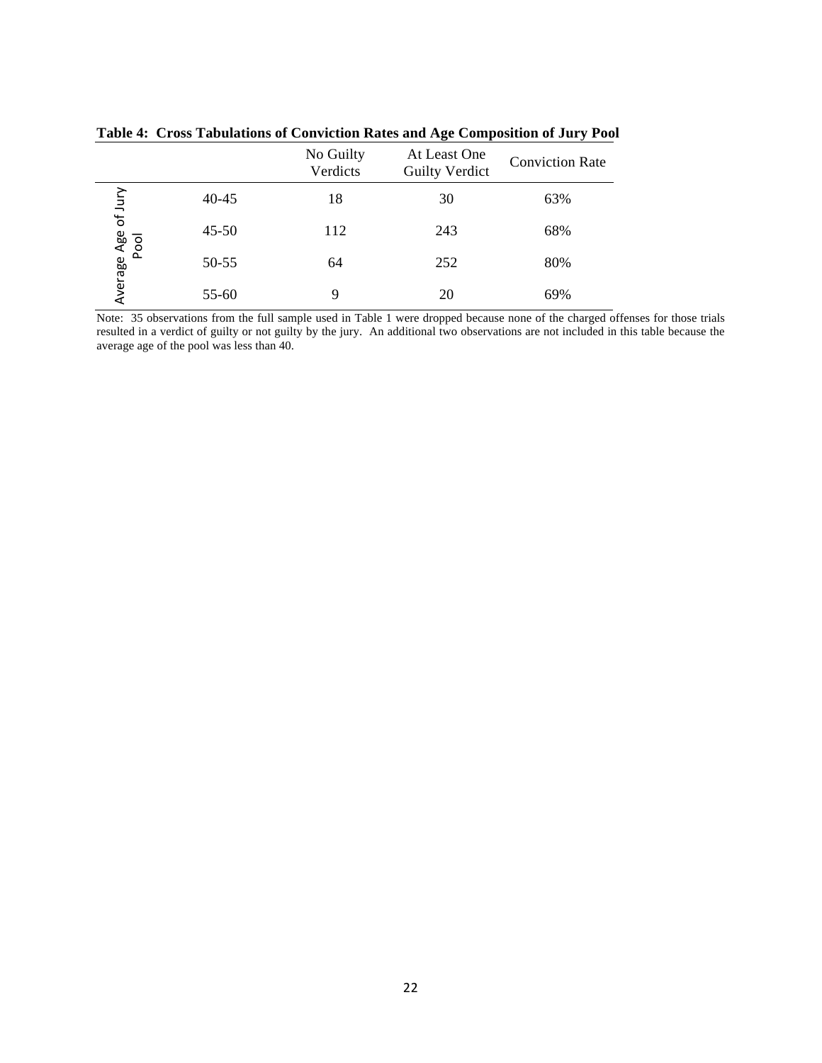**Table 4: Cross Tabulations of Conviction Rates and Age Composition of Jury Pool**

| | | No Guilty Verdicts | At Least One Guilty Verdict | Conviction Rate |
|---|---|---|---|---|
| Average Age of Jury Pool | 40-45 | 18 | 30 | 63% |
| | 45-50 | 112 | 243 | 68% |
| | 50-55 | 64 | 252 | 80% |
| | 55-60 | 9 | 20 | 69% |

Note: 35 observations from the full sample used in Table 1 were dropped because none of the charged offenses for those trials resulted in a verdict of guilty or not guilty by the jury. An additional two observations are not included in this table because the average age of the pool was less than 40.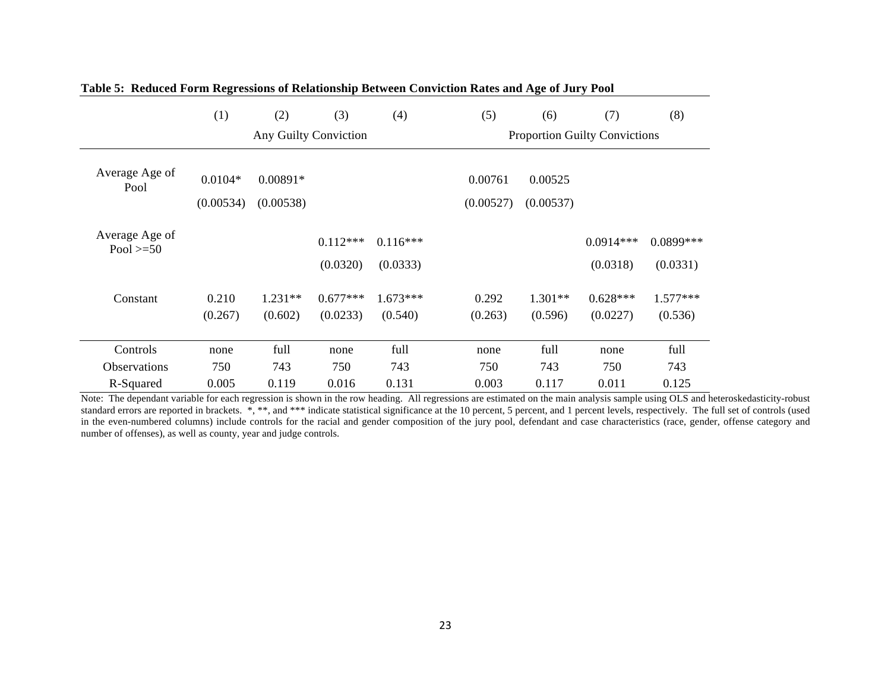**Table 5: Reduced Form Regressions of Relationship Between Conviction Rates and Age of Jury Pool**

| | (1) | (2) | (3) | (4) | (5) | (6) | (7) | (8) |
|---|---|---|---|---|---|---|---|---|
| | Any Guilty Conviction | | | | Proportion Guilty Convictions | | | |
| Average Age of Pool | 0.0104* | 0.00891* | | | 0.00761 | 0.00525 | | |
| | (0.00534) | (0.00538) | | | (0.00527) | (0.00537) | | |
| Average Age of Pool >=50 | | | 0.112*** | 0.116*** | | | 0.0914*** | 0.0899*** |
| | | | (0.0320) | (0.0333) | | | (0.0318) | (0.0331) |
| Constant | 0.210 | 1.231** | 0.677*** | 1.673*** | 0.292 | 1.301** | 0.628*** | 1.577*** |
| | (0.267) | (0.602) | (0.0233) | (0.540) | (0.263) | (0.596) | (0.0227) | (0.536) |
| Controls | none | full | none | full | none | full | none | full |
| Observations | 750 | 743 | 750 | 743 | 750 | 743 | 750 | 743 |
| R-Squared | 0.005 | 0.119 | 0.016 | 0.131 | 0.003 | 0.117 | 0.011 | 0.125 |

Note: The dependant variable for each regression is shown in the row heading. All regressions are estimated on the main analysis sample using OLS and heteroskedasticity-robust standard errors are reported in brackets. *, **, and *** indicate statistical significance at the 10 percent, 5 percent, and 1 percent levels, respectively. The full set of controls (used in the even-numbered columns) include controls for the racial and gender composition of the jury pool, defendant and case characteristics (race, gender, offense category and number of offenses), as well as county, year and judge controls.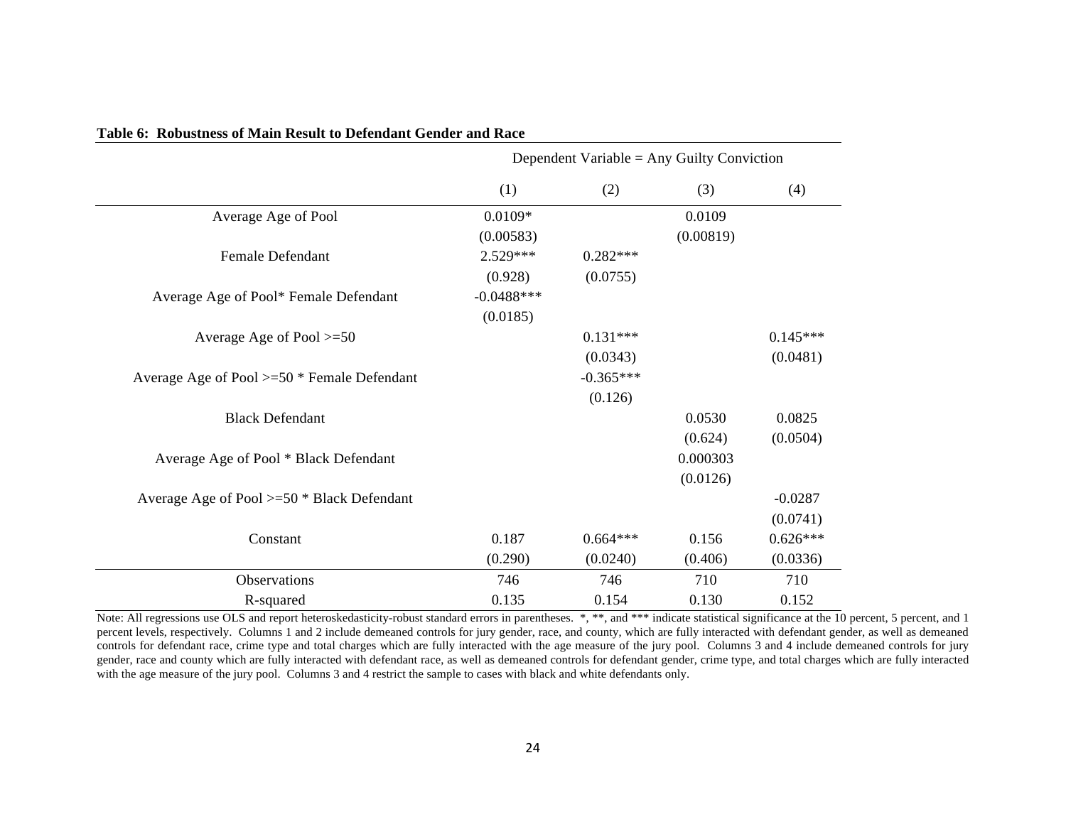**Table 6: Robustness of Main Result to Defendant Gender and Race**

| | Dependent Variable = Any Guilty Conviction | | | |
|---|---|---|---|---|
| | (1) | (2) | (3) | (4) |
| Average Age of Pool | 0.0109* | | 0.0109 | |
| | (0.00583) | | (0.00819) | |
| Female Defendant | 2.529*** | 0.282*** | | |
| | (0.928) | (0.0755) | | |
| Average Age of Pool* Female Defendant | -0.0488*** | | | |
| | (0.0185) | | | |
| Average Age of Pool >=50 | | 0.131*** | | 0.145*** |
| | | (0.0343) | | (0.0481) |
| Average Age of Pool >=50 * Female Defendant | | -0.365*** | | |
| | | (0.126) | | |
| Black Defendant | | | 0.0530 | 0.0825 |
| | | | (0.624) | (0.0504) |
| Average Age of Pool * Black Defendant | | | 0.000303 | |
| | | | (0.0126) | |
| Average Age of Pool >=50 * Black Defendant | | | | -0.0287 |
| | | | | (0.0741) |
| Constant | 0.187 | 0.664*** | 0.156 | 0.626*** |
| | (0.290) | (0.0240) | (0.406) | (0.0336) |
| Observations | 746 | 746 | 710 | 710 |
| R-squared | 0.135 | 0.154 | 0.130 | 0.152 |

Note: All regressions use OLS and report heteroskedasticity-robust standard errors in parentheses. *, **, and *** indicate statistical significance at the 10 percent, 5 percent, and 1 percent levels, respectively. Columns 1 and 2 include demeaned controls for jury gender, race, and county, which are fully interacted with defendant gender, as well as demeaned controls for defendant race, crime type and total charges which are fully interacted with the age measure of the jury pool. Columns 3 and 4 include demeaned controls for jury gender, race and county which are fully interacted with defendant race, as well as demeaned controls for defendant gender, crime type, and total charges which are fully interacted with the age measure of the jury pool. Columns 3 and 4 restrict the sample to cases with black and white defendants only.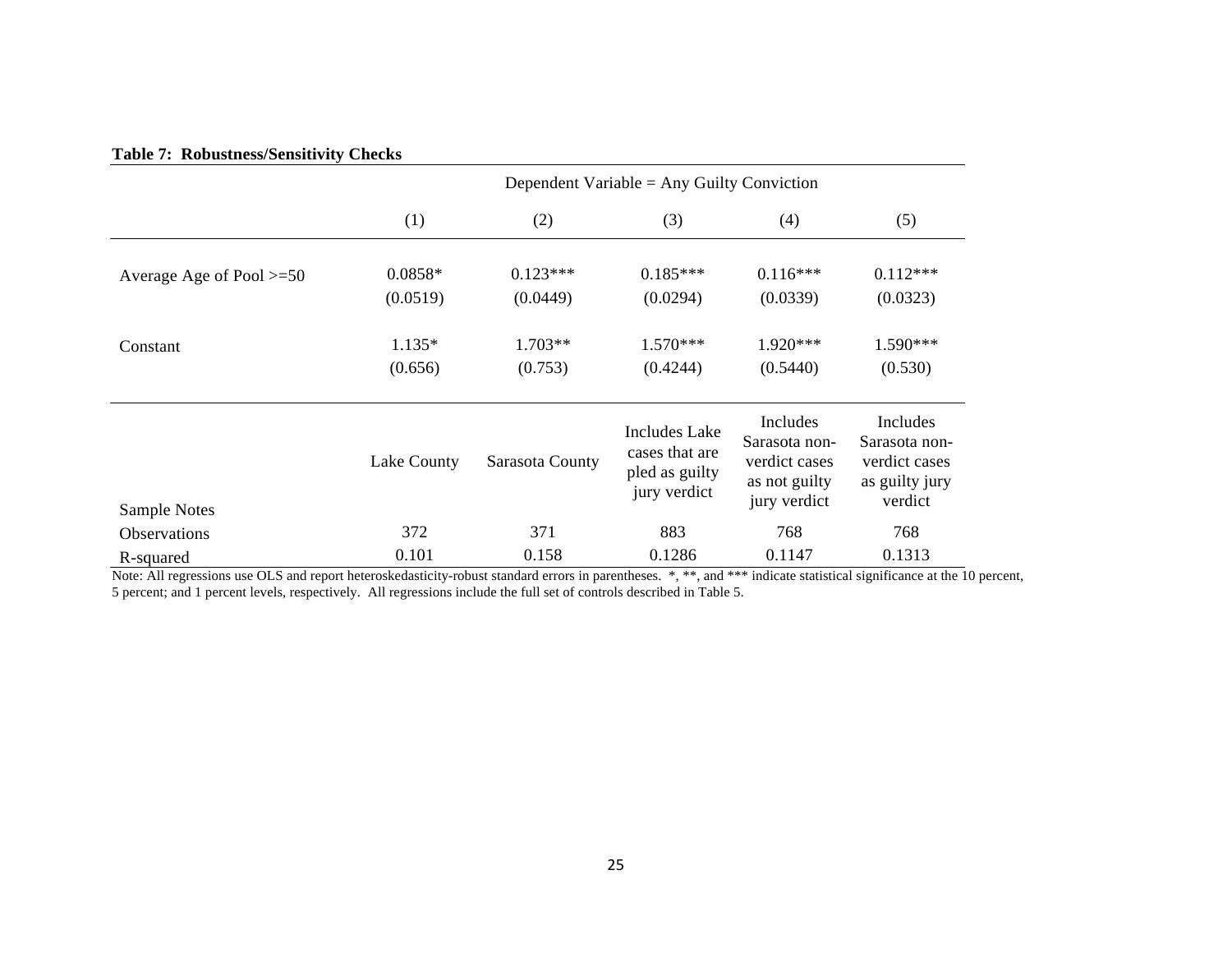**Table 7: Robustness/Sensitivity Checks**

| | Dependent Variable = Any Guilty Conviction | | | | |
|---|---|---|---|---|---|
| | (1) | (2) | (3) | (4) | (5) |
| Average Age of Pool >=50 | 0.0858* | 0.123*** | 0.185*** | 0.116*** | 0.112*** |
| | (0.0519) | (0.0449) | (0.0294) | (0.0339) | (0.0323) |
| Constant | 1.135* | 1.703** | 1.570*** | 1.920*** | 1.590*** |
| | (0.656) | (0.753) | (0.4244) | (0.5440) | (0.530) |
| Sample Notes | Lake County | Sarasota County | Includes Lake cases that are pled as guilty jury verdict | Includes Sarasota non-verdict cases as not guilty jury verdict | Includes Sarasota non-verdict cases as guilty jury verdict |
| Observations | 372 | 371 | 883 | 768 | 768 |
| R-squared | 0.101 | 0.158 | 0.1286 | 0.1147 | 0.1313 |

Note: All regressions use OLS and report heteroskedasticity-robust standard errors in parentheses. *, **, and *** indicate statistical significance at the 10 percent, 5 percent; and 1 percent levels, respectively. All regressions include the full set of controls described in Table 5.